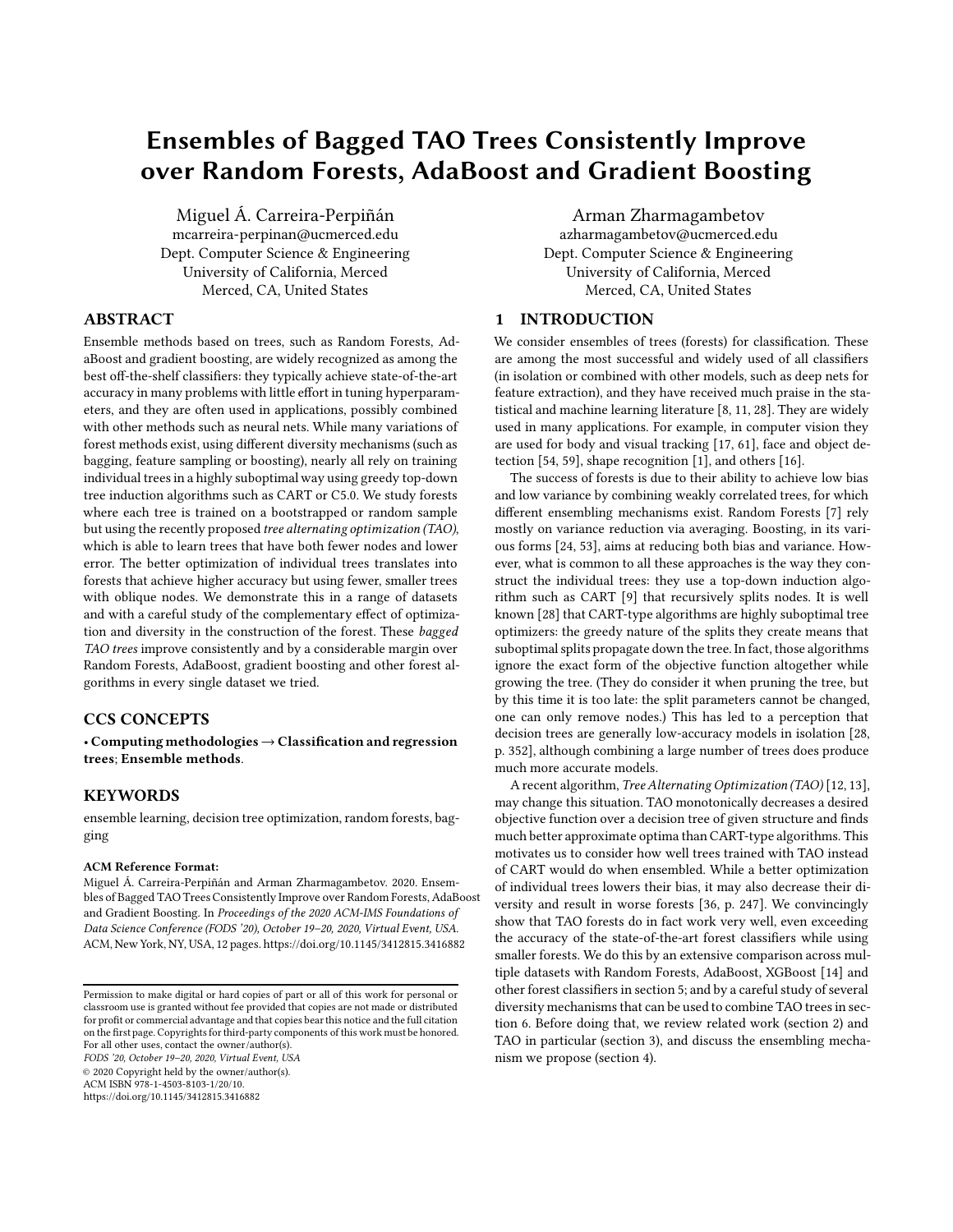# Ensembles of Bagged TAO Trees Consistently Improve over Random Forests, AdaBoost and Gradient Boosting

Miguel Á. Carreira-Perpiñán
mcarreira-perpinan@ucmerced.edu
Dept. Computer Science & Engineering
University of California, Merced
Merced, CA, United States

Arman Zharmagambetov
azharmagambetov@ucmerced.edu
Dept. Computer Science & Engineering
University of California, Merced
Merced, CA, United States

## ABSTRACT

Ensemble methods based on trees, such as Random Forests, AdaBoost and gradient boosting, are widely recognized as among the best off-the-shelf classifiers: they typically achieve state-of-the-art accuracy in many problems with little effort in tuning hyperparameters, and they are often used in applications, possibly combined with other methods such as neural nets. While many variations of forest methods exist, using different diversity mechanisms (such as bagging, feature sampling or boosting), nearly all rely on training individual trees in a highly suboptimal way using greedy top-down tree induction algorithms such as CART or C5.0. We study forests where each tree is trained on a bootstrapped or random sample but using the recently proposed *tree alternating optimization (TAO)*, which is able to learn trees that have both fewer nodes and lower error. The better optimization of individual trees translates into forests that achieve higher accuracy but using fewer, smaller trees with oblique nodes. We demonstrate this in a range of datasets and with a careful study of the complementary effect of optimization and diversity in the construction of the forest. These *bagged TAO trees* improve consistently and by a considerable margin over Random Forests, AdaBoost, gradient boosting and other forest algorithms in every single dataset we tried.

## CCS CONCEPTS

• **Computing methodologies → Classification and regression trees**; **Ensemble methods**.

## KEYWORDS

ensemble learning, decision tree optimization, random forests, bagging

**ACM Reference Format:**
Miguel Á. Carreira-Perpiñán and Arman Zharmagambetov. 2020. Ensembles of Bagged TAO Trees Consistently Improve over Random Forests, AdaBoost and Gradient Boosting. In *Proceedings of the 2020 ACM-IMS Foundations of Data Science Conference (FODS '20), October 19–20, 2020, Virtual Event, USA.* ACM, New York, NY, USA, 12 pages. https://doi.org/10.1145/3412815.3416882

Permission to make digital or hard copies of part or all of this work for personal or classroom use is granted without fee provided that copies are not made or distributed for profit or commercial advantage and that copies bear this notice and the full citation on the first page. Copyrights for third-party components of this work must be honored. For all other uses, contact the owner/author(s).
*FODS '20, October 19–20, 2020, Virtual Event, USA*
© 2020 Copyright held by the owner/author(s).
ACM ISBN 978-1-4503-8103-1/20/10.
https://doi.org/10.1145/3412815.3416882

## 1 INTRODUCTION

We consider ensembles of trees (forests) for classification. These are among the most successful and widely used of all classifiers (in isolation or combined with other models, such as deep nets for feature extraction), and they have received much praise in the statistical and machine learning literature [8, 11, 28]. They are widely used in many applications. For example, in computer vision they are used for body and visual tracking [17, 61], face and object detection [54, 59], shape recognition [1], and others [16].

The success of forests is due to their ability to achieve low bias and low variance by combining weakly correlated trees, for which different ensembling mechanisms exist. Random Forests [7] rely mostly on variance reduction via averaging. Boosting, in its various forms [24, 53], aims at reducing both bias and variance. However, what is common to all these approaches is the way they construct the individual trees: they use a top-down induction algorithm such as CART [9] that recursively splits nodes. It is well known [28] that CART-type algorithms are highly suboptimal tree optimizers: the greedy nature of the splits they create means that suboptimal splits propagate down the tree. In fact, those algorithms ignore the exact form of the objective function altogether while growing the tree. (They do consider it when pruning the tree, but by this time it is too late: the split parameters cannot be changed, one can only remove nodes.) This has led to a perception that decision trees are generally low-accuracy models in isolation [28, p. 352], although combining a large number of trees does produce much more accurate models.

A recent algorithm, *Tree Alternating Optimization (TAO)* [12, 13], may change this situation. TAO monotonically decreases a desired objective function over a decision tree of given structure and finds much better approximate optima than CART-type algorithms. This motivates us to consider how well trees trained with TAO instead of CART would do when ensembled. While a better optimization of individual trees lowers their bias, it may also decrease their diversity and result in worse forests [36, p. 247]. We convincingly show that TAO forests do in fact work very well, even exceeding the accuracy of the state-of-the-art forest classifiers while using smaller forests. We do this by an extensive comparison across multiple datasets with Random Forests, AdaBoost, XGBoost [14] and other forest classifiers in section 5; and by a careful study of several diversity mechanisms that can be used to combine TAO trees in section 6. Before doing that, we review related work (section 2) and TAO in particular (section 3), and discuss the ensembling mechanism we propose (section 4).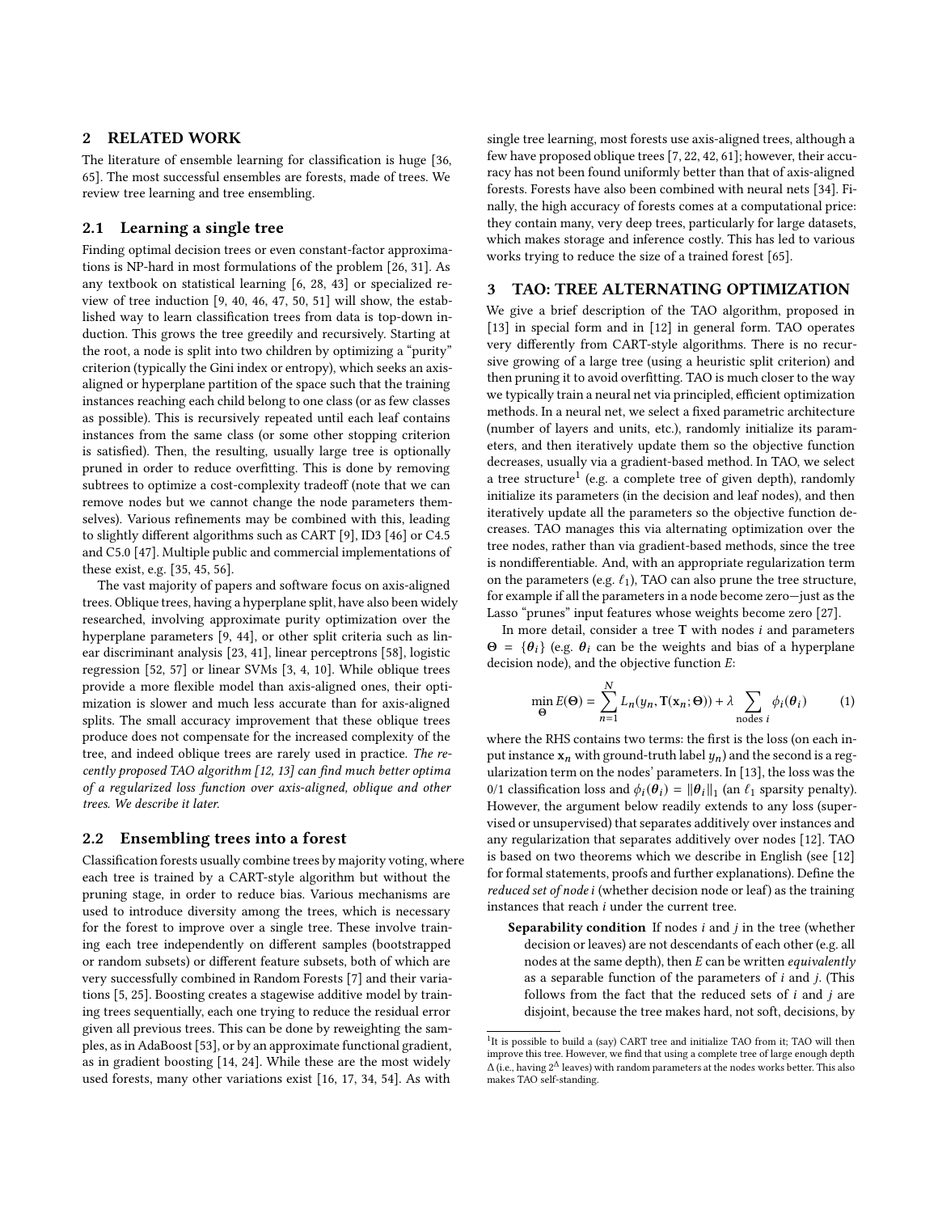## 2 RELATED WORK

The literature of ensemble learning for classification is huge [36, 65]. The most successful ensembles are forests, made of trees. We review tree learning and tree ensembling.

### 2.1 Learning a single tree

Finding optimal decision trees or even constant-factor approximations is NP-hard in most formulations of the problem [26, 31]. As any textbook on statistical learning [6, 28, 43] or specialized review of tree induction [9, 40, 46, 47, 50, 51] will show, the established way to learn classification trees from data is top-down induction. This grows the tree greedily and recursively. Starting at the root, a node is split into two children by optimizing a "purity" criterion (typically the Gini index or entropy), which seeks an axis-aligned or hyperplane partition of the space such that the training instances reaching each child belong to one class (or as few classes as possible). This is recursively repeated until each leaf contains instances from the same class (or some other stopping criterion is satisfied). Then, the resulting, usually large tree is optionally pruned in order to reduce overfitting. This is done by removing subtrees to optimize a cost-complexity tradeoff (note that we can remove nodes but we cannot change the node parameters themselves). Various refinements may be combined with this, leading to slightly different algorithms such as CART [9], ID3 [46] or C4.5 and C5.0 [47]. Multiple public and commercial implementations of these exist, e.g. [35, 45, 56].

The vast majority of papers and software focus on axis-aligned trees. Oblique trees, having a hyperplane split, have also been widely researched, involving approximate purity optimization over the hyperplane parameters [9, 44], or other split criteria such as linear discriminant analysis [23, 41], linear perceptrons [58], logistic regression [52, 57] or linear SVMs [3, 4, 10]. While oblique trees provide a more flexible model than axis-aligned ones, their optimization is slower and much less accurate than for axis-aligned splits. The small accuracy improvement that these oblique trees produce does not compensate for the increased complexity of the tree, and indeed oblique trees are rarely used in practice. *The recently proposed TAO algorithm [12, 13] can find much better optima of a regularized loss function over axis-aligned, oblique and other trees. We describe it later.*

### 2.2 Ensembling trees into a forest

Classification forests usually combine trees by majority voting, where each tree is trained by a CART-style algorithm but without the pruning stage, in order to reduce bias. Various mechanisms are used to introduce diversity among the trees, which is necessary for the forest to improve over a single tree. These involve training each tree independently on different samples (bootstrapped or random subsets) or different feature subsets, both of which are very successfully combined in Random Forests [7] and their variations [5, 25]. Boosting creates a stagewise additive model by training trees sequentially, each one trying to reduce the residual error given all previous trees. This can be done by reweighting the samples, as in AdaBoost [53], or by an approximate functional gradient, as in gradient boosting [14, 24]. While these are the most widely used forests, many other variations exist [16, 17, 34, 54]. As with single tree learning, most forests use axis-aligned trees, although a few have proposed oblique trees [7, 22, 42, 61]; however, their accuracy has not been found uniformly better than that of axis-aligned forests. Forests have also been combined with neural nets [34]. Finally, the high accuracy of forests comes at a computational price: they contain many, very deep trees, particularly for large datasets, which makes storage and inference costly. This has led to various works trying to reduce the size of a trained forest [65].

## 3 TAO: TREE ALTERNATING OPTIMIZATION

We give a brief description of the TAO algorithm, proposed in [13] in special form and in [12] in general form. TAO operates very differently from CART-style algorithms. There is no recursive growing of a large tree (using a heuristic split criterion) and then pruning it to avoid overfitting. TAO is much closer to the way we typically train a neural net via principled, efficient optimization methods. In a neural net, we select a fixed parametric architecture (number of layers and units, etc.), randomly initialize its parameters, and then iteratively update them so the objective function decreases, usually via a gradient-based method. In TAO, we select a tree structure[1] (e.g. a complete tree of given depth), randomly initialize its parameters (in the decision and leaf nodes), and then iteratively update all the parameters so the objective function decreases. TAO manages this via alternating optimization over the tree nodes, rather than via gradient-based methods, since the tree is nondifferentiable. And, with an appropriate regularization term on the parameters (e.g. $\ell_1$), TAO can also prune the tree structure, for example if all the parameters in a node become zero—just as the Lasso "prunes" input features whose weights become zero [27].

In more detail, consider a tree $\mathbf{T}$ with nodes $i$ and parameters $\boldsymbol{\Theta} = \{\boldsymbol{\theta}_i\}$ (e.g. $\boldsymbol{\theta}_i$ can be the weights and bias of a hyperplane decision node), and the objective function $E$:

$$\min_{\boldsymbol{\Theta}} E(\boldsymbol{\Theta}) = \sum_{n=1}^{N} L_n(y_n, \mathbf{T}(\mathbf{x}_n; \boldsymbol{\Theta})) + \lambda \sum_{\text{nodes } i} \phi_i(\boldsymbol{\theta}_i) \qquad (1)$$

where the RHS contains two terms: the first is the loss (on each input instance $\mathbf{x}_n$ with ground-truth label $y_n$) and the second is a regularization term on the nodes' parameters. In [13], the loss was the 0/1 classification loss and $\phi_i(\boldsymbol{\theta}_i) = \|\boldsymbol{\theta}_i\|_1$ (an $\ell_1$ sparsity penalty). However, the argument below readily extends to any loss (supervised or unsupervised) that separates additively over instances and any regularization that separates additively over nodes [12]. TAO is based on two theorems which we describe in English (see [12] for formal statements, proofs and further explanations). Define the *reduced set of node i* (whether decision node or leaf) as the training instances that reach $i$ under the current tree.

**Separability condition** If nodes $i$ and $j$ in the tree (whether decision or leaves) are not descendants of each other (e.g. all nodes at the same depth), then $E$ can be written *equivalently* as a separable function of the parameters of $i$ and $j$. (This follows from the fact that the reduced sets of $i$ and $j$ are disjoint, because the tree makes hard, not soft, decisions, by

[1] It is possible to build a (say) CART tree and initialize TAO from it; TAO will then improve this tree. However, we find that using a complete tree of large enough depth $\Delta$ (i.e., having $2^\Delta$ leaves) with random parameters at the nodes works better. This also makes TAO self-standing.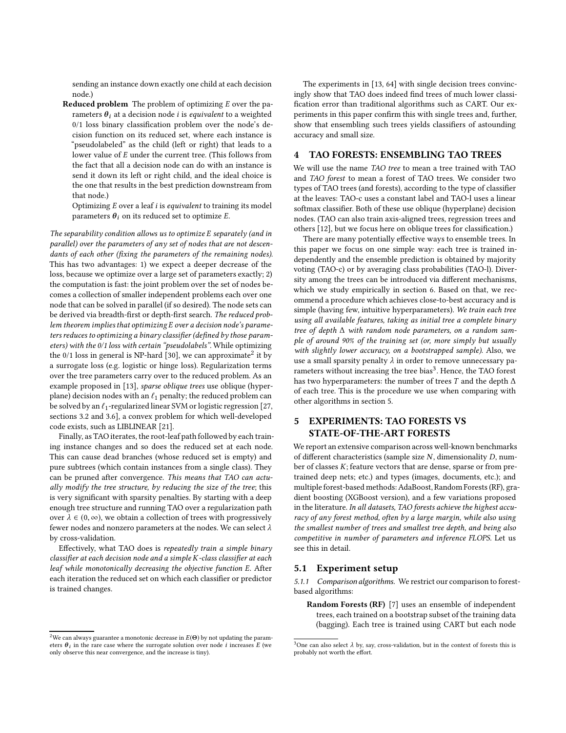sending an instance down exactly one child at each decision node.)

**Reduced problem** The problem of optimizing $E$ over the parameters $\boldsymbol{\theta}_i$ at a decision node $i$ is *equivalent* to a weighted 0/1 loss binary classification problem over the node's decision function on its reduced set, where each instance is "pseudolabeled" as the child (left or right) that leads to a lower value of $E$ under the current tree. (This follows from the fact that all a decision node can do with an instance is send it down its left or right child, and the ideal choice is the one that results in the best prediction downstream from that node.)

Optimizing $E$ over a leaf $i$ is *equivalent* to training its model parameters $\boldsymbol{\theta}_i$ on its reduced set to optimize $E$.

*The separability condition allows us to optimize E separately (and in parallel) over the parameters of any set of nodes that are not descendants of each other (fixing the parameters of the remaining nodes).* This has two advantages: 1) we expect a deeper decrease of the loss, because we optimize over a large set of parameters exactly; 2) the computation is fast: the joint problem over the set of nodes becomes a collection of smaller independent problems each over one node that can be solved in parallel (if so desired). The node sets can be derived via breadth-first or depth-first search. *The reduced problem theorem implies that optimizing E over a decision node's parameters reduces to optimizing a binary classifier (defined by those parameters) with the 0/1 loss with certain "pseudolabels".* While optimizing the 0/1 loss in general is NP-hard [30], we can approximate[2] it by a surrogate loss (e.g. logistic or hinge loss). Regularization terms over the tree parameters carry over to the reduced problem. As an example proposed in [13], *sparse oblique trees* use oblique (hyperplane) decision nodes with an $\ell_1$ penalty; the reduced problem can be solved by an $\ell_1$-regularized linear SVM or logistic regression [27, sections 3.2 and 3.6], a convex problem for which well-developed code exists, such as LIBLINEAR [21].

Finally, as TAO iterates, the root-leaf path followed by each training instance changes and so does the reduced set at each node. This can cause dead branches (whose reduced set is empty) and pure subtrees (which contain instances from a single class). They can be pruned after convergence. *This means that TAO can actually modify the tree structure, by reducing the size of the tree*; this is very significant with sparsity penalties. By starting with a deep enough tree structure and running TAO over a regularization path over $\lambda \in (0, \infty)$, we obtain a collection of trees with progressively fewer nodes and nonzero parameters at the nodes. We can select $\lambda$ by cross-validation.

Effectively, what TAO does is *repeatedly train a simple binary classifier at each decision node and a simple K-class classifier at each leaf while monotonically decreasing the objective function E.* After each iteration the reduced set on which each classifier or predictor is trained changes.

[2] We can always guarantee a monotonic decrease in $E(\boldsymbol{\Theta})$ by not updating the parameters $\boldsymbol{\theta}_i$ in the rare case where the surrogate solution over node $i$ increases $E$ (we only observe this near convergence, and the increase is tiny).

The experiments in [13, 64] with single decision trees convincingly show that TAO does indeed find trees of much lower classification error than traditional algorithms such as CART. Our experiments in this paper confirm this with single trees and, further, show that ensembling such trees yields classifiers of astounding accuracy and small size.

## 4 TAO FORESTS: ENSEMBLING TAO TREES

We will use the name *TAO tree* to mean a tree trained with TAO and *TAO forest* to mean a forest of TAO trees. We consider two types of TAO trees (and forests), according to the type of classifier at the leaves: TAO-c uses a constant label and TAO-l uses a linear softmax classifier. Both of these use oblique (hyperplane) decision nodes. (TAO can also train axis-aligned trees, regression trees and others [12], but we focus here on oblique trees for classification.)

There are many potentially effective ways to ensemble trees. In this paper we focus on one simple way: each tree is trained independently and the ensemble prediction is obtained by majority voting (TAO-c) or by averaging class probabilities (TAO-l). Diversity among the trees can be introduced via different mechanisms, which we study empirically in section 6. Based on that, we recommend a procedure which achieves close-to-best accuracy and is simple (having few, intuitive hyperparameters). *We train each tree using all available features, taking as initial tree a complete binary tree of depth $\Delta$ with random node parameters, on a random sample of around 90% of the training set (or, more simply but usually with slightly lower accuracy, on a bootstrapped sample).* Also, we use a small sparsity penalty $\lambda$ in order to remove unnecessary parameters without increasing the tree bias[3]. Hence, the TAO forest has two hyperparameters: the number of trees $T$ and the depth $\Delta$ of each tree. This is the procedure we use when comparing with other algorithms in section 5.

## 5 EXPERIMENTS: TAO FORESTS VS STATE-OF-THE-ART FORESTS

We report an extensive comparison across well-known benchmarks of different characteristics (sample size $N$, dimensionality $D$, number of classes $K$; feature vectors that are dense, sparse or from pretrained deep nets; etc.) and types (images, documents, etc.); and multiple forest-based methods: AdaBoost, Random Forests (RF), gradient boosting (XGBoost version), and a few variations proposed in the literature. *In all datasets, TAO forests achieve the highest accuracy of any forest method, often by a large margin, while also using the smallest number of trees and smallest tree depth, and being also competitive in number of parameters and inference FLOPS.* Let us see this in detail.

### 5.1 Experiment setup

*5.1.1 Comparison algorithms.* We restrict our comparison to forest-based algorithms:

**Random Forests (RF)** [7] uses an ensemble of independent trees, each trained on a bootstrap subset of the training data (bagging). Each tree is trained using CART but each node

[3] One can also select $\lambda$ by, say, cross-validation, but in the context of forests this is probably not worth the effort.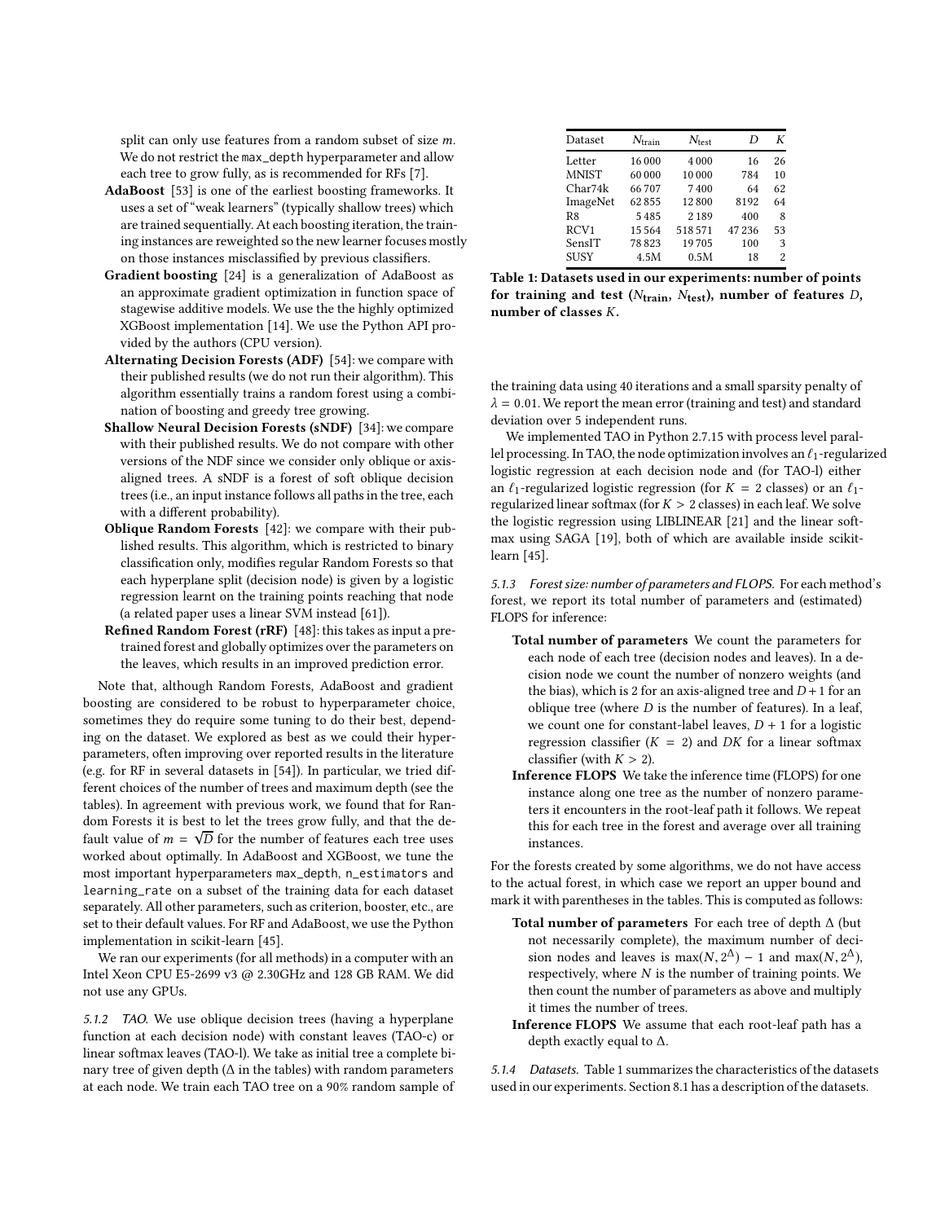split can only use features from a random subset of size $m$. We do not restrict the max_depth hyperparameter and allow each tree to grow fully, as is recommended for RFs [7].

- **AdaBoost** [53] is one of the earliest boosting frameworks. It uses a set of "weak learners" (typically shallow trees) which are trained sequentially. At each boosting iteration, the training instances are reweighted so the new learner focuses mostly on those instances misclassified by previous classifiers.
- **Gradient boosting** [24] is a generalization of AdaBoost as an approximate gradient optimization in function space of stagewise additive models. We use the the highly optimized XGBoost implementation [14]. We use the Python API provided by the authors (CPU version).
- **Alternating Decision Forests (ADF)** [54]: we compare with their published results (we do not run their algorithm). This algorithm essentially trains a random forest using a combination of boosting and greedy tree growing.
- **Shallow Neural Decision Forests (sNDF)** [34]: we compare with their published results. We do not compare with other versions of the NDF since we consider only oblique or axis-aligned trees. A sNDF is a forest of soft oblique decision trees (i.e., an input instance follows all paths in the tree, each with a different probability).
- **Oblique Random Forests** [42]: we compare with their published results. This algorithm, which is restricted to binary classification only, modifies regular Random Forests so that each hyperplane split (decision node) is given by a logistic regression learnt on the training points reaching that node (a related paper uses a linear SVM instead [61]).
- **Refined Random Forest (rRF)** [48]: this takes as input a pretrained forest and globally optimizes over the parameters on the leaves, which results in an improved prediction error.

Note that, although Random Forests, AdaBoost and gradient boosting are considered to be robust to hyperparameter choice, sometimes they do require some tuning to do their best, depending on the dataset. We explored as best as we could their hyperparameters, often improving over reported results in the literature (e.g. for RF in several datasets in [54]). In particular, we tried different choices of the number of trees and maximum depth (see the tables). In agreement with previous work, we found that for Random Forests it is best to let the trees grow fully, and that the default value of $m = \sqrt{D}$ for the number of features each tree uses worked about optimally. In AdaBoost and XGBoost, we tune the most important hyperparameters max_depth, n_estimators and learning_rate on a subset of the training data for each dataset separately. All other parameters, such as criterion, booster, etc., are set to their default values. For RF and AdaBoost, we use the Python implementation in scikit-learn [45].

We ran our experiments (for all methods) in a computer with an Intel Xeon CPU E5-2699 v3 @ 2.30GHz and 128 GB RAM. We did not use any GPUs.

*5.1.2 TAO.* We use oblique decision trees (having a hyperplane function at each decision node) with constant leaves (TAO-c) or linear softmax leaves (TAO-l). We take as initial tree a complete binary tree of given depth ($\Delta$ in the tables) with random parameters at each node. We train each TAO tree on a 90% random sample of the training data using 40 iterations and a small sparsity penalty of $\lambda = 0.01$. We report the mean error (training and test) and standard deviation over 5 independent runs.

| Dataset | $N_{\text{train}}$ | $N_{\text{test}}$ | $D$ | $K$ |
|---|---|---|---|---|
| Letter | 16 000 | 4 000 | 16 | 26 |
| MNIST | 60 000 | 10 000 | 784 | 10 |
| Char74k | 66 707 | 7 400 | 64 | 62 |
| ImageNet | 62 855 | 12 800 | 8192 | 64 |
| R8 | 5 485 | 2 189 | 400 | 8 |
| RCV1 | 15 564 | 518 571 | 47 236 | 53 |
| SensIT | 78 823 | 19 705 | 100 | 3 |
| SUSY | 4.5M | 0.5M | 18 | 2 |

**Table 1: Datasets used in our experiments: number of points for training and test ($N_{\text{train}}$, $N_{\text{test}}$), number of features $D$, number of classes $K$.**

We implemented TAO in Python 2.7.15 with process level parallel processing. In TAO, the node optimization involves an $\ell_1$-regularized logistic regression at each decision node and (for TAO-l) either an $\ell_1$-regularized logistic regression (for $K = 2$ classes) or an $\ell_1$-regularized linear softmax (for $K > 2$ classes) in each leaf. We solve the logistic regression using LIBLINEAR [21] and the linear softmax using SAGA [19], both of which are available inside scikit-learn [45].

*5.1.3 Forest size: number of parameters and FLOPS.* For each method's forest, we report its total number of parameters and (estimated) FLOPS for inference:

- **Total number of parameters** We count the parameters for each node of each tree (decision nodes and leaves). In a decision node we count the number of nonzero weights (and the bias), which is 2 for an axis-aligned tree and $D+1$ for an oblique tree (where $D$ is the number of features). In a leaf, we count one for constant-label leaves, $D + 1$ for a logistic regression classifier ($K = 2$) and $DK$ for a linear softmax classifier (with $K > 2$).
- **Inference FLOPS** We take the inference time (FLOPS) for one instance along one tree as the number of nonzero parameters it encounters in the root-leaf path it follows. We repeat this for each tree in the forest and average over all training instances.

For the forests created by some algorithms, we do not have access to the actual forest, in which case we report an upper bound and mark it with parentheses in the tables. This is computed as follows:

- **Total number of parameters** For each tree of depth $\Delta$ (but not necessarily complete), the maximum number of decision nodes and leaves is $\max(N, 2^{\Delta}) - 1$ and $\max(N, 2^{\Delta})$, respectively, where $N$ is the number of training points. We then count the number of parameters as above and multiply it times the number of trees.
- **Inference FLOPS** We assume that each root-leaf path has a depth exactly equal to $\Delta$.

*5.1.4 Datasets.* Table 1 summarizes the characteristics of the datasets used in our experiments. Section 8.1 has a description of the datasets.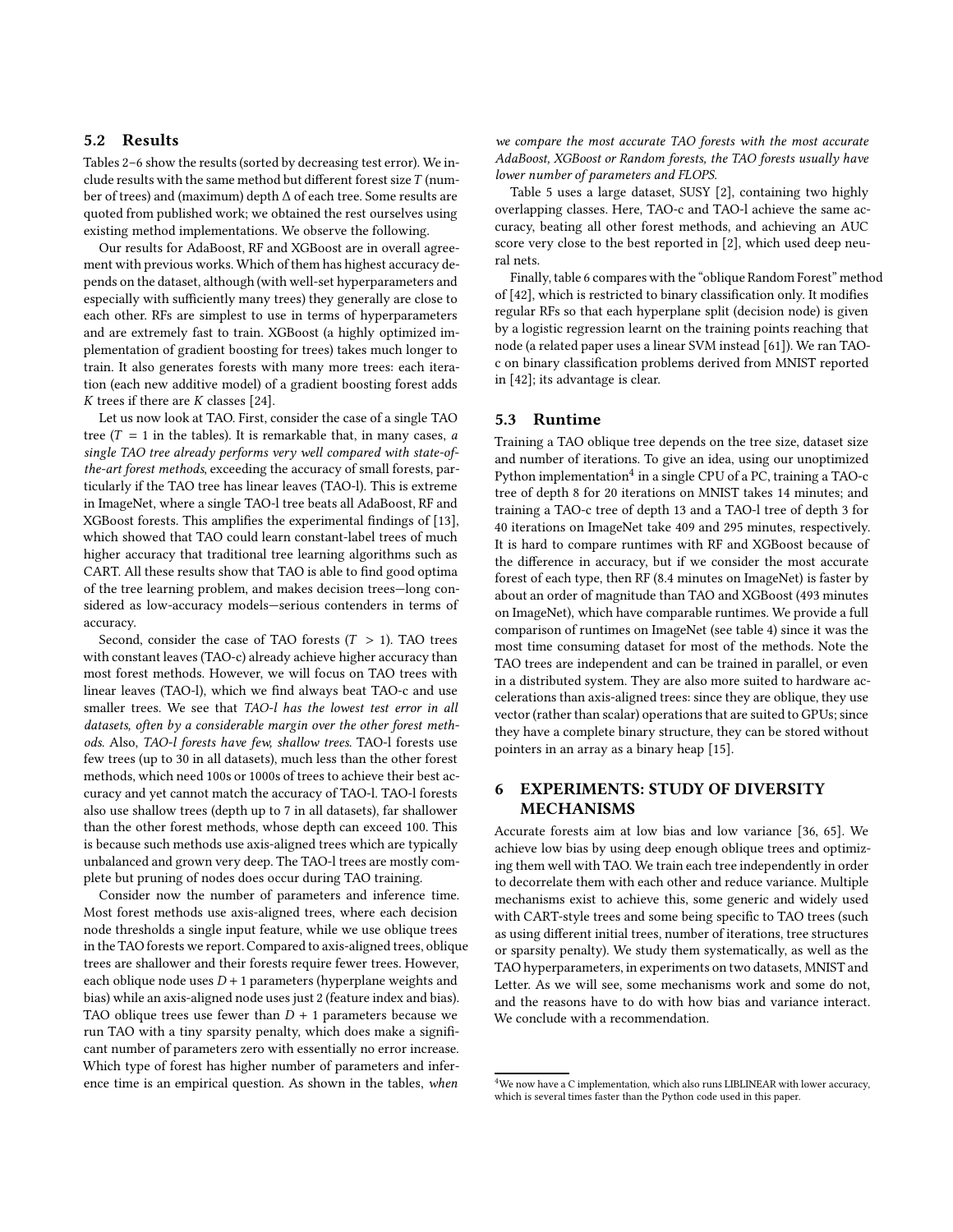### 5.2 Results

Tables 2–6 show the results (sorted by decreasing test error). We include results with the same method but different forest size $T$ (number of trees) and (maximum) depth $\Delta$ of each tree. Some results are quoted from published work; we obtained the rest ourselves using existing method implementations. We observe the following.

Our results for AdaBoost, RF and XGBoost are in overall agreement with previous works. Which of them has highest accuracy depends on the dataset, although (with well-set hyperparameters and especially with sufficiently many trees) they generally are close to each other. RFs are simplest to use in terms of hyperparameters and are extremely fast to train. XGBoost (a highly optimized implementation of gradient boosting for trees) takes much longer to train. It also generates forests with many more trees: each iteration (each new additive model) of a gradient boosting forest adds $K$ trees if there are $K$ classes [24].

Let us now look at TAO. First, consider the case of a single TAO tree ($T = 1$ in the tables). It is remarkable that, in many cases, *a single TAO tree already performs very well compared with state-of-the-art forest methods*, exceeding the accuracy of small forests, particularly if the TAO tree has linear leaves (TAO-l). This is extreme in ImageNet, where a single TAO-l tree beats all AdaBoost, RF and XGBoost forests. This amplifies the experimental findings of [13], which showed that TAO could learn constant-label trees of much higher accuracy that traditional tree learning algorithms such as CART. All these results show that TAO is able to find good optima of the tree learning problem, and makes decision trees—long considered as low-accuracy models—serious contenders in terms of accuracy.

Second, consider the case of TAO forests ($T > 1$). TAO trees with constant leaves (TAO-c) already achieve higher accuracy than most forest methods. However, we will focus on TAO trees with linear leaves (TAO-l), which we find always beat TAO-c and use smaller trees. We see that *TAO-l has the lowest test error in all datasets, often by a considerable margin over the other forest methods*. Also, *TAO-l forests have few, shallow trees*. TAO-l forests use few trees (up to 30 in all datasets), much less than the other forest methods, which need 100s or 1000s of trees to achieve their best accuracy and yet cannot match the accuracy of TAO-l. TAO-l forests also use shallow trees (depth up to 7 in all datasets), far shallower than the other forest methods, whose depth can exceed 100. This is because such methods use axis-aligned trees which are typically unbalanced and grown very deep. The TAO-l trees are mostly complete but pruning of nodes does occur during TAO training.

Consider now the number of parameters and inference time. Most forest methods use axis-aligned trees, where each decision node thresholds a single input feature, while we use oblique trees in the TAO forests we report. Compared to axis-aligned trees, oblique trees are shallower and their forests require fewer trees. However, each oblique node uses $D + 1$ parameters (hyperplane weights and bias) while an axis-aligned node uses just 2 (feature index and bias). TAO oblique trees use fewer than $D + 1$ parameters because we run TAO with a tiny sparsity penalty, which does make a significant number of parameters zero with essentially no error increase. Which type of forest has higher number of parameters and inference time is an empirical question. As shown in the tables, *when we compare the most accurate TAO forests with the most accurate AdaBoost, XGBoost or Random forests, the TAO forests usually have lower number of parameters and FLOPS*.

Table 5 uses a large dataset, SUSY [2], containing two highly overlapping classes. Here, TAO-c and TAO-l achieve the same accuracy, beating all other forest methods, and achieving an AUC score very close to the best reported in [2], which used deep neural nets.

Finally, table 6 compares with the "oblique Random Forest" method of [42], which is restricted to binary classification only. It modifies regular RFs so that each hyperplane split (decision node) is given by a logistic regression learnt on the training points reaching that node (a related paper uses a linear SVM instead [61]). We ran TAO-c on binary classification problems derived from MNIST reported in [42]; its advantage is clear.

### 5.3 Runtime

Training a TAO oblique tree depends on the tree size, dataset size and number of iterations. To give an idea, using our unoptimized Python implementation[4] in a single CPU of a PC, training a TAO-c tree of depth 8 for 20 iterations on MNIST takes 14 minutes; and training a TAO-c tree of depth 13 and a TAO-l tree of depth 3 for 40 iterations on ImageNet take 409 and 295 minutes, respectively. It is hard to compare runtimes with RF and XGBoost because of the difference in accuracy, but if we consider the most accurate forest of each type, then RF (8.4 minutes on ImageNet) is faster by about an order of magnitude than TAO and XGBoost (493 minutes on ImageNet), which have comparable runtimes. We provide a full comparison of runtimes on ImageNet (see table 4) since it was the most time consuming dataset for most of the methods. Note the TAO trees are independent and can be trained in parallel, or even in a distributed system. They are also more suited to hardware accelerations than axis-aligned trees: since they are oblique, they use vector (rather than scalar) operations that are suited to GPUs; since they have a complete binary structure, they can be stored without pointers in an array as a binary heap [15].

## 6 EXPERIMENTS: STUDY OF DIVERSITY MECHANISMS

Accurate forests aim at low bias and low variance [36, 65]. We achieve low bias by using deep enough oblique trees and optimizing them well with TAO. We train each tree independently in order to decorrelate them with each other and reduce variance. Multiple mechanisms exist to achieve this, some generic and widely used with CART-style trees and some being specific to TAO trees (such as using different initial trees, number of iterations, tree structures or sparsity penalty). We study them systematically, as well as the TAO hyperparameters, in experiments on two datasets, MNIST and Letter. As we will see, some mechanisms work and some do not, and the reasons have to do with how bias and variance interact. We conclude with a recommendation.

---

[4] We now have a C implementation, which also runs LIBLINEAR with lower accuracy, which is several times faster than the Python code used in this paper.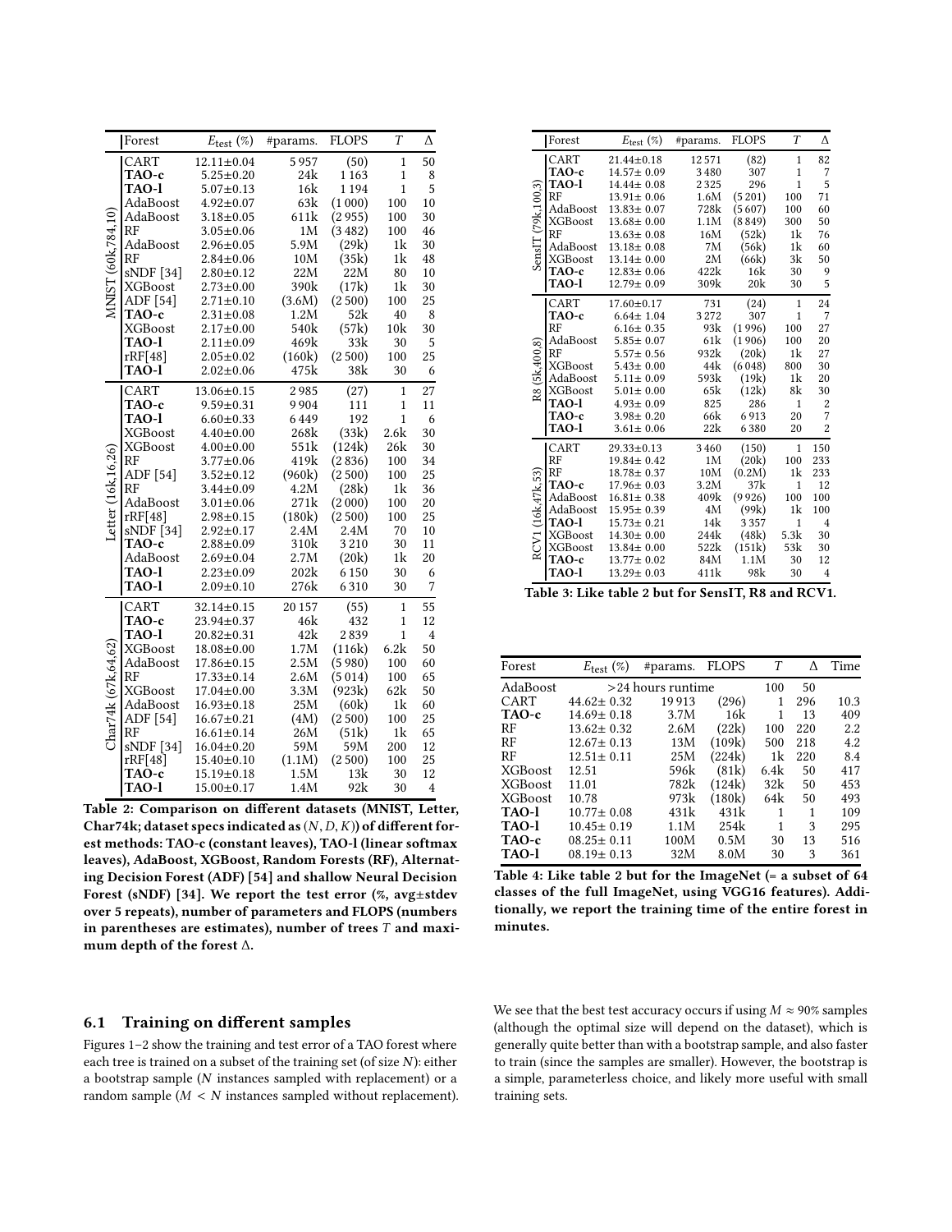| | Forest | $E_{\text{test}}$ (%) | #params. | FLOPS | $T$ | $\Delta$ |
|---|---|---|---|---|---|---|
| MNIST (60k,784,10) | CART | 12.11±0.04 | 5 957 | (50) | 1 | 50 |
| | **TAO-c** | 5.25±0.20 | 24k | 1 163 | 1 | 8 |
| | **TAO-l** | 5.07±0.13 | 16k | 1 194 | 1 | 5 |
| | AdaBoost | 4.92±0.07 | 63k | (1 000) | 100 | 10 |
| | AdaBoost | 3.18±0.05 | 611k | (2 955) | 100 | 30 |
| | RF | 3.05±0.06 | 1M | (3 482) | 100 | 46 |
| | AdaBoost | 2.96±0.05 | 5.9M | (29k) | 1k | 30 |
| | RF | 2.84±0.06 | 10M | (35k) | 1k | 48 |
| | sNDF [34] | 2.80±0.12 | 22M | 22M | 80 | 10 |
| | XGBoost | 2.73±0.00 | 390k | (17k) | 1k | 30 |
| | ADF [54] | 2.71±0.10 | (3.6M) | (2 500) | 100 | 25 |
| | **TAO-c** | 2.31±0.08 | 1.2M | 52k | 40 | 8 |
| | XGBoost | 2.17±0.00 | 540k | (57k) | 10k | 30 |
| | **TAO-l** | 2.11±0.09 | 469k | 33k | 30 | 5 |
| | rRF[48] | 2.05±0.02 | (160k) | (2 500) | 100 | 25 |
| | **TAO-l** | 2.02±0.06 | 475k | 38k | 30 | 6 |
| Letter (16k,16,26) | CART | 13.06±0.15 | 2 985 | (27) | 1 | 27 |
| | **TAO-c** | 9.59±0.31 | 9 904 | 111 | 1 | 11 |
| | **TAO-l** | 6.60±0.33 | 6 449 | 192 | 1 | 6 |
| | XGBoost | 4.40±0.00 | 268k | (33k) | 2.6k | 30 |
| | XGBoost | 4.00±0.00 | 551k | (124k) | 26k | 30 |
| | RF | 3.77±0.06 | 419k | (2 836) | 100 | 34 |
| | ADF [54] | 3.52±0.12 | (960k) | (2 500) | 100 | 25 |
| | RF | 3.44±0.09 | 4.2M | (28k) | 1k | 36 |
| | AdaBoost | 3.01±0.06 | 271k | (2 000) | 100 | 20 |
| | rRF[48] | 2.98±0.15 | (180k) | (2 500) | 100 | 25 |
| | sNDF [34] | 2.92±0.17 | 2.4M | 2.4M | 70 | 10 |
| | **TAO-c** | 2.88±0.09 | 310k | 3 210 | 30 | 11 |
| | AdaBoost | 2.69±0.04 | 2.7M | (20k) | 1k | 20 |
| | **TAO-l** | 2.23±0.09 | 202k | 6 150 | 30 | 6 |
| | **TAO-l** | 2.09±0.10 | 276k | 6 310 | 30 | 7 |
| Char74k (67k,64,62) | CART | 32.14±0.15 | 20 157 | (55) | 1 | 55 |
| | **TAO-c** | 23.94±0.37 | 46k | 432 | 1 | 12 |
| | **TAO-l** | 20.82±0.31 | 42k | 2 839 | 1 | 4 |
| | XGBoost | 18.08±0.00 | 1.7M | (116k) | 6.2k | 50 |
| | AdaBoost | 17.86±0.15 | 2.5M | (5 980) | 100 | 60 |
| | RF | 17.33±0.14 | 2.6M | (5 014) | 100 | 65 |
| | XGBoost | 17.04±0.00 | 3.3M | (923k) | 62k | 50 |
| | AdaBoost | 16.93±0.18 | 25M | (60k) | 1k | 60 |
| | ADF [54] | 16.67±0.21 | (4M) | (2 500) | 100 | 25 |
| | RF | 16.61±0.14 | 26M | (51k) | 1k | 65 |
| | sNDF [34] | 16.04±0.20 | 59M | 59M | 200 | 12 |
| | rRF[48] | 15.40±0.10 | (1.1M) | (2 500) | 100 | 25 |
| | **TAO-c** | 15.19±0.18 | 1.5M | 13k | 30 | 12 |
| | **TAO-l** | 15.00±0.17 | 1.4M | 92k | 30 | 4 |

**Table 2: Comparison on different datasets (MNIST, Letter, Char74k; dataset specs indicated as $(N, D, K)$) of different forest methods: TAO-c (constant leaves), TAO-l (linear softmax leaves), AdaBoost, XGBoost, Random Forests (RF), Alternating Decision Forest (ADF) [54] and shallow Neural Decision Forest (sNDF) [34]. We report the test error (%, avg±stdev over 5 repeats), number of parameters and FLOPS (numbers in parentheses are estimates), number of trees $T$ and maximum depth of the forest $\Delta$.**

| | Forest | $E_{\text{test}}$ (%) | #params. | FLOPS | $T$ | $\Delta$ |
|---|---|---|---|---|---|---|
| SensIT (79k,100,3) | CART | 21.44±0.18 | 12 571 | (82) | 1 | 82 |
| | **TAO-c** | 14.57± 0.09 | 3 480 | 307 | 1 | 7 |
| | **TAO-l** | 14.44± 0.08 | 2 325 | 296 | 1 | 5 |
| | RF | 13.91± 0.06 | 1.6M | (5 201) | 100 | 71 |
| | AdaBoost | 13.83± 0.07 | 728k | (5 607) | 100 | 60 |
| | XGBoost | 13.68± 0.00 | 1.1M | (8 849) | 300 | 50 |
| | RF | 13.63± 0.08 | 16M | (52k) | 1k | 76 |
| | AdaBoost | 13.18± 0.08 | 7M | (56k) | 1k | 60 |
| | XGBoost | 13.14± 0.00 | 2M | (66k) | 3k | 50 |
| | **TAO-c** | 12.83± 0.06 | 422k | 16k | 30 | 9 |
| | **TAO-l** | 12.79± 0.09 | 309k | 20k | 30 | 5 |
| R8 (5k,400,8) | CART | 17.60±0.17 | 731 | (24) | 1 | 24 |
| | **TAO-c** | 6.64± 1.04 | 3 272 | 307 | 1 | 7 |
| | RF | 6.16± 0.35 | 93k | (1 996) | 100 | 27 |
| | AdaBoost | 5.85± 0.07 | 61k | (1 906) | 100 | 20 |
| | RF | 5.57± 0.56 | 932k | (20k) | 1k | 27 |
| | XGBoost | 5.43± 0.00 | 44k | (6 048) | 800 | 30 |
| | AdaBoost | 5.11± 0.09 | 593k | (19k) | 1k | 20 |
| | XGBoost | 5.01± 0.00 | 65k | (12k) | 8k | 30 |
| | **TAO-l** | 4.93± 0.09 | 825 | 286 | 1 | 2 |
| | **TAO-c** | 3.98± 0.20 | 66k | 6 913 | 20 | 7 |
| | **TAO-l** | 3.61± 0.06 | 22k | 6 380 | 20 | 2 |
| RCV1 (16k,47k,53) | CART | 29.33±0.13 | 3 460 | (150) | 1 | 150 |
| | RF | 19.84± 0.42 | 1M | (20k) | 100 | 233 |
| | RF | 18.78± 0.37 | 10M | (0.2M) | 1k | 233 |
| | **TAO-c** | 17.96± 0.03 | 3.2M | 37k | 1 | 12 |
| | AdaBoost | 16.81± 0.38 | 409k | (9 926) | 100 | 100 |
| | AdaBoost | 15.95± 0.39 | 4M | (99k) | 1k | 100 |
| | **TAO-l** | 15.73± 0.21 | 14k | 3 357 | 1 | 4 |
| | XGBoost | 14.30± 0.00 | 244k | (48k) | 5.3k | 30 |
| | XGBoost | 13.84± 0.00 | 522k | (151k) | 53k | 30 |
| | **TAO-c** | 13.77± 0.02 | 84M | 1.1M | 30 | 12 |
| | **TAO-l** | 13.29± 0.03 | 411k | 98k | 30 | 4 |

**Table 3: Like table 2 but for SensIT, R8 and RCV1.**

| Forest | $E_{\text{test}}$ (%) | #params. | FLOPS | $T$ | $\Delta$ | Time |
|---|---|---|---|---|---|---|
| AdaBoost | >24 hours runtime | | | 100 | 50 | |
| CART | 44.62± 0.32 | 19 913 | (296) | 1 | 296 | 10.3 |
| **TAO-c** | 14.69± 0.18 | 3.7M | 16k | 1 | 13 | 409 |
| RF | 13.62± 0.32 | 2.6M | (22k) | 100 | 220 | 2.2 |
| RF | 12.67± 0.13 | 13M | (109k) | 500 | 218 | 4.2 |
| RF | 12.51± 0.11 | 25M | (224k) | 1k | 220 | 8.4 |
| XGBoost | 12.51 | 596k | (81k) | 6.4k | 50 | 417 |
| XGBoost | 11.01 | 782k | (124k) | 32k | 50 | 453 |
| XGBoost | 10.78 | 973k | (180k) | 64k | 50 | 493 |
| **TAO-l** | 10.77± 0.08 | 431k | 431k | 1 | 1 | 109 |
| **TAO-l** | 10.45± 0.19 | 1.1M | 254k | 1 | 3 | 295 |
| **TAO-c** | 08.25± 0.11 | 100M | 0.5M | 30 | 13 | 516 |
| **TAO-l** | 08.19± 0.13 | 32M | 8.0M | 30 | 3 | 361 |

**Table 4: Like table 2 but for the ImageNet (= a subset of 64 classes of the full ImageNet, using VGG16 features). Additionally, we report the training time of the entire forest in minutes.**

### 6.1 Training on different samples

Figures 1–2 show the training and test error of a TAO forest where each tree is trained on a subset of the training set (of size $N$): either a bootstrap sample ($N$ instances sampled with replacement) or a random sample ($M < N$ instances sampled without replacement). We see that the best test accuracy occurs if using $M \approx 90\%$ samples (although the optimal size will depend on the dataset), which is generally quite better than with a bootstrap sample, and also faster to train (since the samples are smaller). However, the bootstrap is a simple, parameterless choice, and likely more useful with small training sets.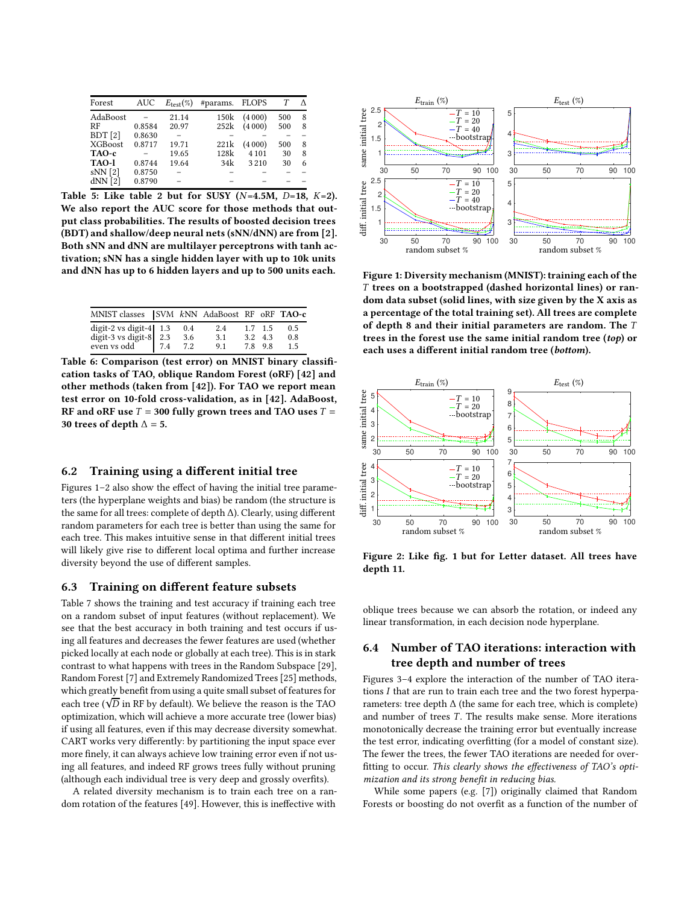| Forest | AUC | $E_{\text{test}}(\%)$ | #params. | FLOPS | $T$ | $\Delta$ |
|---|---|---|---|---|---|---|
| AdaBoost | – | 21.14 | 150k | (4 000) | 500 | 8 |
| RF | 0.8584 | 20.97 | 252k | (4 000) | 500 | 8 |
| BDT [2] | 0.8630 | – | – | – | – | – |
| XGBoost | 0.8717 | 19.71 | 221k | (4 000) | 500 | 8 |
| **TAO-c** | – | 19.65 | 128k | 4 101 | 30 | 8 |
| **TAO-l** | 0.8744 | 19.64 | 34k | 3 210 | 30 | 6 |
| sNN [2] | 0.8750 | – | – | – | – | – |
| dNN [2] | 0.8790 | – | – | – | – | – |

**Table 5: Like table 2 but for SUSY ($N$=4.5M, $D$=18, $K$=2). We also report the AUC score for those methods that output class probabilities. The results of boosted decision trees (BDT) and shallow/deep neural nets (sNN/dNN) are from [2]. Both sNN and dNN are multilayer perceptrons with tanh activation; sNN has a single hidden layer with up to 10k units and dNN has up to 6 hidden layers and up to 500 units each.**

| MNIST classes | SVM | $k$NN | AdaBoost | RF | oRF | **TAO-c** |
|---|---|---|---|---|---|---|
| digit-2 vs digit-4 | 1.3 | 0.4 | 2.4 | 1.7 | 1.5 | 0.5 |
| digit-3 vs digit-8 | 2.3 | 3.6 | 3.1 | 3.2 | 4.3 | 0.8 |
| even vs odd | 7.4 | 7.2 | 9.1 | 7.8 | 9.8 | 1.5 |

**Table 6: Comparison (test error) on MNIST binary classification tasks of TAO, oblique Random Forest (oRF) [42] and other methods (taken from [42]). For TAO we report mean test error on 10-fold cross-validation, as in [42]. AdaBoost, RF and oRF use $T$ = 300 fully grown trees and TAO uses $T$ = 30 trees of depth $\Delta$ = 5.**

## 6.2 Training using a different initial tree

Figures 1–2 also show the effect of having the initial tree parameters (the hyperplane weights and bias) be random (the structure is the same for all trees: complete of depth $\Delta$). Clearly, using different random parameters for each tree is better than using the same for each tree. This makes intuitive sense in that different initial trees will likely give rise to different local optima and further increase diversity beyond the use of different samples.

## 6.3 Training on different feature subsets

Table 7 shows the training and test accuracy if training each tree on a random subset of input features (without replacement). We see that the best accuracy in both training and test occurs if using all features and decreases the fewer features are used (whether picked locally at each node or globally at each tree). This is in stark contrast to what happens with trees in the Random Subspace [29], Random Forest [7] and Extremely Randomized Trees [25] methods, which greatly benefit from using a quite small subset of features for each tree ($\sqrt{D}$ in RF by default). We believe the reason is the TAO optimization, which will achieve a more accurate tree (lower bias) if using all features, even if this may decrease diversity somewhat. CART works very differently: by partitioning the input space ever more finely, it can always achieve low training error even if not using all features, and indeed RF grows trees fully without pruning (although each individual tree is very deep and grossly overfits).

A related diversity mechanism is to train each tree on a random rotation of the features [49]. However, this is ineffective with oblique trees because we can absorb the rotation, or indeed any linear transformation, in each decision node hyperplane.

**Figure 1: Diversity mechanism (MNIST): training each of the $T$ trees on a bootstrapped (dashed horizontal lines) or random data subset (solid lines, with size given by the X axis as a percentage of the total training set). All trees are complete of depth 8 and their initial parameters are random. The $T$ trees in the forest use the same initial random tree (*top*) or each uses a different initial random tree (*bottom*).**

**Figure 2: Like fig. 1 but for Letter dataset. All trees have depth 11.**

## 6.4 Number of TAO iterations: interaction with tree depth and number of trees

Figures 3–4 explore the interaction of the number of TAO iterations $I$ that are run to train each tree and the two forest hyperparameters: tree depth $\Delta$ (the same for each tree, which is complete) and number of trees $T$. The results make sense. More iterations monotonically decrease the training error but eventually increase the test error, indicating overfitting (for a model of constant size). The fewer the trees, the fewer TAO iterations are needed for overfitting to occur. *This clearly shows the effectiveness of TAO's optimization and its strong benefit in reducing bias.*

While some papers (e.g. [7]) originally claimed that Random Forests or boosting do not overfit as a function of the number of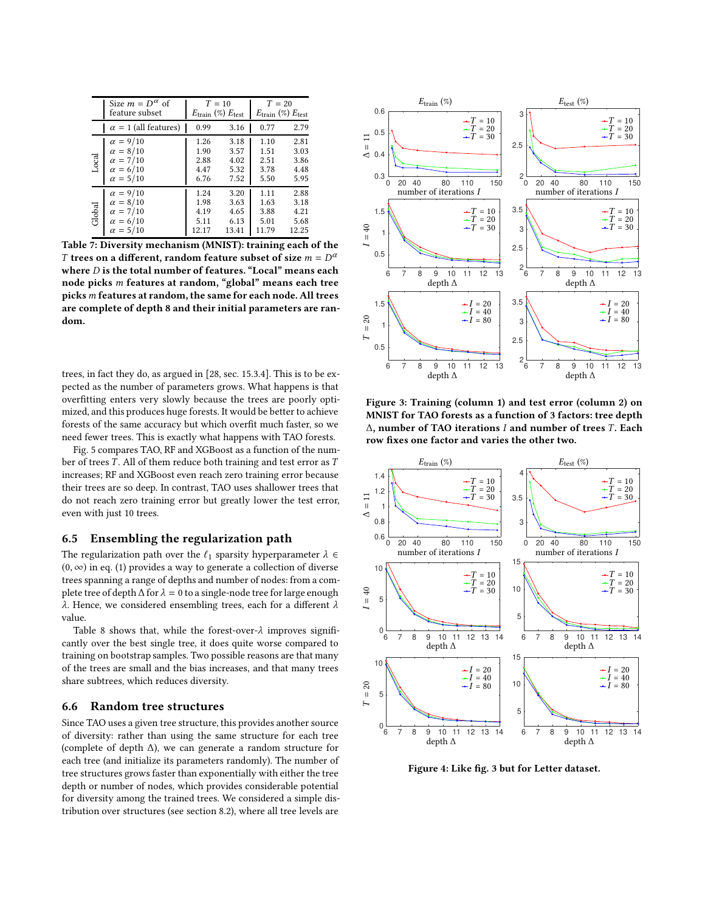| | Size $m = D^\alpha$ of feature subset | $T = 10$ | | $T = 20$ | |
|---|---|---|---|---|---|
| | | $E_{\text{train}}$ (%) | $E_{\text{test}}$ | $E_{\text{train}}$ (%) | $E_{\text{test}}$ |
| | $\alpha = 1$ (all features) | 0.99 | 3.16 | 0.77 | 2.79 |
| Local | $\alpha = 9/10$ | 1.26 | 3.18 | 1.10 | 2.81 |
| | $\alpha = 8/10$ | 1.90 | 3.57 | 1.51 | 3.03 |
| | $\alpha = 7/10$ | 2.88 | 4.02 | 2.51 | 3.86 |
| | $\alpha = 6/10$ | 4.47 | 5.32 | 3.78 | 4.48 |
| | $\alpha = 5/10$ | 6.76 | 7.52 | 5.50 | 5.95 |
| Global | $\alpha = 9/10$ | 1.24 | 3.20 | 1.11 | 2.88 |
| | $\alpha = 8/10$ | 1.98 | 3.63 | 1.63 | 3.18 |
| | $\alpha = 7/10$ | 4.19 | 4.65 | 3.88 | 4.21 |
| | $\alpha = 6/10$ | 5.11 | 6.13 | 5.01 | 5.68 |
| | $\alpha = 5/10$ | 12.17 | 13.41 | 11.79 | 12.25 |

**Table 7: Diversity mechanism (MNIST): training each of the $T$ trees on a different, random feature subset of size $m = D^\alpha$ where $D$ is the total number of features. "Local" means each node picks $m$ features at random, "global" means each tree picks $m$ features at random, the same for each node. All trees are complete of depth 8 and their initial parameters are random.**

trees, in fact they do, as argued in [28, sec. 15.3.4]. This is to be expected as the number of parameters grows. What happens is that overfitting enters very slowly because the trees are poorly optimized, and this produces huge forests. It would be better to achieve forests of the same accuracy but which overfit much faster, so we need fewer trees. This is exactly what happens with TAO forests.

Fig. 5 compares TAO, RF and XGBoost as a function of the number of trees $T$. All of them reduce both training and test error as $T$ increases; RF and XGBoost even reach zero training error because their trees are so deep. In contrast, TAO uses shallower trees that do not reach zero training error but greatly lower the test error, even with just 10 trees.

## 6.5 Ensembling the regularization path

The regularization path over the $\ell_1$ sparsity hyperparameter $\lambda \in (0, \infty)$ in eq. (1) provides a way to generate a collection of diverse trees spanning a range of depths and number of nodes: from a complete tree of depth $\Delta$ for $\lambda = 0$ to a single-node tree for large enough $\lambda$. Hence, we considered ensembling trees, each for a different $\lambda$ value.

Table 8 shows that, while the forest-over-$\lambda$ improves significantly over the best single tree, it does quite worse compared to training on bootstrap samples. Two possible reasons are that many of the trees are small and the bias increases, and that many trees share subtrees, which reduces diversity.

## 6.6 Random tree structures

Since TAO uses a given tree structure, this provides another source of diversity: rather than using the same structure for each tree (complete of depth $\Delta$), we can generate a random structure for each tree (and initialize its parameters randomly). The number of tree structures grows faster than exponentially with either the tree depth or number of nodes, which provides considerable potential for diversity among the trained trees. We considered a simple distribution over structures (see section 8.2), where all tree levels are

**Figure 3: Training (column 1) and test error (column 2) on MNIST for TAO forests as a function of 3 factors: tree depth $\Delta$, number of TAO iterations $I$ and number of trees $T$. Each row fixes one factor and varies the other two.**

**Figure 4: Like fig. 3 but for Letter dataset.**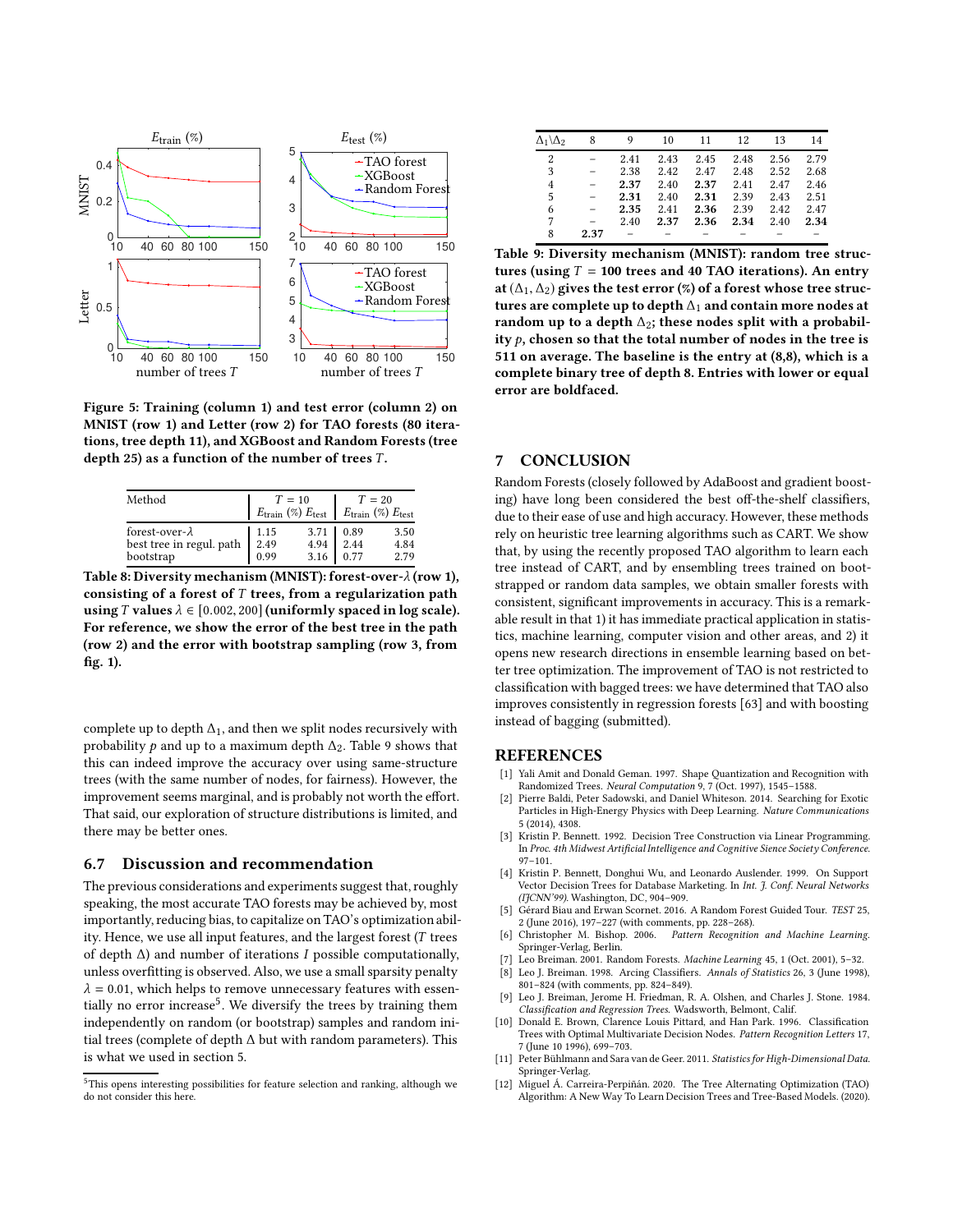Figure 5: Training (column 1) and test error (column 2) on MNIST (row 1) and Letter (row 2) for TAO forests (80 iterations, tree depth 11), and XGBoost and Random Forests (tree depth 25) as a function of the number of trees $T$.

| Method | $T = 10$ | | $T = 20$ | |
|---|---|---|---|---|
| | $E_{\text{train}}$ (%) | $E_{\text{test}}$ | $E_{\text{train}}$ (%) | $E_{\text{test}}$ |
| forest-over-$\lambda$ | 1.15 | 3.71 | 0.89 | 3.50 |
| best tree in regul. path | 2.49 | 4.94 | 2.44 | 4.84 |
| bootstrap | 0.99 | 3.16 | 0.77 | 2.79 |

**Table 8: Diversity mechanism (MNIST): forest-over-$\lambda$ (row 1), consisting of a forest of $T$ trees, from a regularization path using $T$ values $\lambda \in [0.002, 200]$ (uniformly spaced in log scale). For reference, we show the error of the best tree in the path (row 2) and the error with bootstrap sampling (row 3, from fig. 1).**

complete up to depth $\Delta_1$, and then we split nodes recursively with probability $p$ and up to a maximum depth $\Delta_2$. Table 9 shows that this can indeed improve the accuracy over using same-structure trees (with the same number of nodes, for fairness). However, the improvement seems marginal, and is probably not worth the effort. That said, our exploration of structure distributions is limited, and there may be better ones.

### 6.7 Discussion and recommendation

The previous considerations and experiments suggest that, roughly speaking, the most accurate TAO forests may be achieved by, most importantly, reducing bias, to capitalize on TAO's optimization ability. Hence, we use all input features, and the largest forest ($T$ trees of depth $\Delta$) and number of iterations $I$ possible computationally, unless overfitting is observed. Also, we use a small sparsity penalty $\lambda = 0.01$, which helps to remove unnecessary features with essentially no error increase[5]. We diversify the trees by training them independently on random (or bootstrap) samples and random initial trees (complete of depth $\Delta$ but with random parameters). This is what we used in section 5.

[5] This opens interesting possibilities for feature selection and ranking, although we do not consider this here.

| $\Delta_1 \backslash \Delta_2$ | 8 | 9 | 10 | 11 | 12 | 13 | 14 |
|---|---|---|---|---|---|---|---|
| 2 | – | 2.41 | 2.43 | 2.45 | 2.48 | 2.56 | 2.79 |
| 3 | – | 2.38 | 2.42 | 2.47 | 2.48 | 2.52 | 2.68 |
| 4 | – | **2.37** | 2.40 | **2.37** | 2.41 | 2.47 | 2.46 |
| 5 | – | **2.31** | 2.40 | **2.31** | 2.39 | 2.43 | 2.51 |
| 6 | – | **2.35** | 2.41 | **2.36** | 2.39 | 2.42 | 2.47 |
| 7 | – | 2.40 | **2.37** | **2.36** | **2.34** | 2.40 | **2.34** |
| 8 | **2.37** | – | – | – | – | – | – |

**Table 9: Diversity mechanism (MNIST): random tree structures (using $T = 100$ trees and 40 TAO iterations). An entry at $(\Delta_1, \Delta_2)$ gives the test error (%) of a forest whose tree structures are complete up to depth $\Delta_1$ and contain more nodes at random up to a depth $\Delta_2$; these nodes split with a probability $p$, chosen so that the total number of nodes in the tree is 511 on average. The baseline is the entry at (8,8), which is a complete binary tree of depth 8. Entries with lower or equal error are boldfaced.**

## 7 CONCLUSION

Random Forests (closely followed by AdaBoost and gradient boosting) have long been considered the best off-the-shelf classifiers, due to their ease of use and high accuracy. However, these methods rely on heuristic tree learning algorithms such as CART. We show that, by using the recently proposed TAO algorithm to learn each tree instead of CART, and by ensembling trees trained on bootstrapped or random data samples, we obtain smaller forests with consistent, significant improvements in accuracy. This is a remarkable result in that 1) it has immediate practical application in statistics, machine learning, computer vision and other areas, and 2) it opens new research directions in ensemble learning based on better tree optimization. The improvement of TAO is not restricted to classification with bagged trees: we have determined that TAO also improves consistently in regression forests [63] and with boosting instead of bagging (submitted).

## REFERENCES

[1] Yali Amit and Donald Geman. 1997. Shape Quantization and Recognition with Randomized Trees. *Neural Computation* 9, 7 (Oct. 1997), 1545–1588.

[2] Pierre Baldi, Peter Sadowski, and Daniel Whiteson. 2014. Searching for Exotic Particles in High-Energy Physics with Deep Learning. *Nature Communications* 5 (2014), 4308.

[3] Kristin P. Bennett. 1992. Decision Tree Construction via Linear Programming. In *Proc. 4th Midwest Artificial Intelligence and Cognitive Sience Society Conference*. 97–101.

[4] Kristin P. Bennett, Donghui Wu, and Leonardo Auslender. 1999. On Support Vector Decision Trees for Database Marketing. In *Int. J. Conf. Neural Networks (IJCNN'99)*. Washington, DC, 904–909.

[5] Gérard Biau and Erwan Scornet. 2016. A Random Forest Guided Tour. *TEST* 25, 2 (June 2016), 197–227 (with comments, pp. 228–268).

[6] Christopher M. Bishop. 2006. *Pattern Recognition and Machine Learning*. Springer-Verlag, Berlin.

[7] Leo Breiman. 2001. Random Forests. *Machine Learning* 45, 1 (Oct. 2001), 5–32.

[8] Leo J. Breiman. 1998. Arcing Classifiers. *Annals of Statistics* 26, 3 (June 1998), 801–824 (with comments, pp. 824–849).

[9] Leo J. Breiman, Jerome H. Friedman, R. A. Olshen, and Charles J. Stone. 1984. *Classification and Regression Trees.* Wadsworth, Belmont, Calif.

[10] Donald E. Brown, Clarence Louis Pittard, and Han Park. 1996. Classification Trees with Optimal Multivariate Decision Nodes. *Pattern Recognition Letters* 17, 7 (June 10 1996), 699–703.

[11] Peter Bühlmann and Sara van de Geer. 2011. *Statistics for High-Dimensional Data.* Springer-Verlag.

[12] Miguel Á. Carreira-Perpiñán. 2020. The Tree Alternating Optimization (TAO) Algorithm: A New Way To Learn Decision Trees and Tree-Based Models. (2020).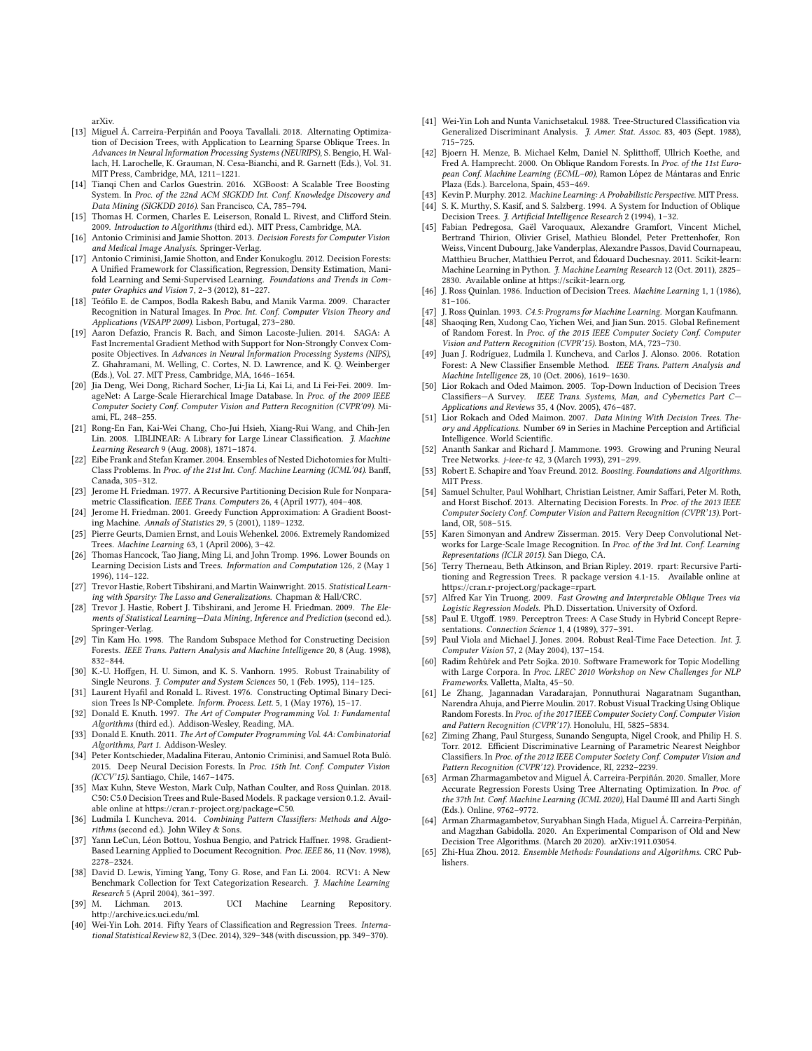arXiv.

[13] Miguel Á. Carreira-Perpiñán and Pooya Tavallali. 2018. Alternating Optimization of Decision Trees, with Application to Learning Sparse Oblique Trees. In *Advances in Neural Information Processing Systems (NEURIPS)*, S. Bengio, H. Wallach, H. Larochelle, K. Grauman, N. Cesa-Bianchi, and R. Garnett (Eds.), Vol. 31. MIT Press, Cambridge, MA, 1211–1221.

[14] Tianqi Chen and Carlos Guestrin. 2016. XGBoost: A Scalable Tree Boosting System. In *Proc. of the 22nd ACM SIGKDD Int. Conf. Knowledge Discovery and Data Mining (SIGKDD 2016)*. San Francisco, CA, 785–794.

[15] Thomas H. Cormen, Charles E. Leiserson, Ronald L. Rivest, and Clifford Stein. 2009. *Introduction to Algorithms* (third ed.). MIT Press, Cambridge, MA.

[16] Antonio Criminisi and Jamie Shotton. 2013. *Decision Forests for Computer Vision and Medical Image Analysis*. Springer-Verlag.

[17] Antonio Criminisi, Jamie Shotton, and Ender Konukoglu. 2012. Decision Forests: A Unified Framework for Classification, Regression, Density Estimation, Manifold Learning and Semi-Supervised Learning. *Foundations and Trends in Computer Graphics and Vision* 7, 2–3 (2012), 81–227.

[18] Teófilo E. de Campos, Bodla Rakesh Babu, and Manik Varma. 2009. Character Recognition in Natural Images. In *Proc. Int. Conf. Computer Vision Theory and Applications (VISAPP 2009)*. Lisbon, Portugal, 273–280.

[19] Aaron Defazio, Francis R. Bach, and Simon Lacoste-Julien. 2014. SAGA: A Fast Incremental Gradient Method with Support for Non-Strongly Convex Composite Objectives. In *Advances in Neural Information Processing Systems (NIPS)*, Z. Ghahramani, M. Welling, C. Cortes, N. D. Lawrence, and K. Q. Weinberger (Eds.), Vol. 27. MIT Press, Cambridge, MA, 1646–1654.

[20] Jia Deng, Wei Dong, Richard Socher, Li-Jia Li, Kai Li, and Li Fei-Fei. 2009. ImageNet: A Large-Scale Hierarchical Image Database. In *Proc. of the 2009 IEEE Computer Society Conf. Computer Vision and Pattern Recognition (CVPR'09)*. Miami, FL, 248–255.

[21] Rong-En Fan, Kai-Wei Chang, Cho-Jui Hsieh, Xiang-Rui Wang, and Chih-Jen Lin. 2008. LIBLINEAR: A Library for Large Linear Classification. *J. Machine Learning Research* 9 (Aug. 2008), 1871–1874.

[22] Eibe Frank and Stefan Kramer. 2004. Ensembles of Nested Dichotomies for Multi-Class Problems. In *Proc. of the 21st Int. Conf. Machine Learning (ICML'04)*. Banff, Canada, 305–312.

[23] Jerome H. Friedman. 1977. A Recursive Partitioning Decision Rule for Nonparametric Classification. *IEEE Trans. Computers* 26, 4 (April 1977), 404–408.

[24] Jerome H. Friedman. 2001. Greedy Function Approximation: A Gradient Boosting Machine. *Annals of Statistics* 29, 5 (2001), 1189–1232.

[25] Pierre Geurts, Damien Ernst, and Louis Wehenkel. 2006. Extremely Randomized Trees. *Machine Learning* 63, 1 (April 2006), 3–42.

[26] Thomas Hancock, Tao Jiang, Ming Li, and John Tromp. 1996. Lower Bounds on Learning Decision Lists and Trees. *Information and Computation* 126, 2 (May 1 1996), 114–122.

[27] Trevor Hastie, Robert Tibshirani, and Martin Wainwright. 2015. *Statistical Learning with Sparsity: The Lasso and Generalizations*. Chapman & Hall/CRC.

[28] Trevor J. Hastie, Robert J. Tibshirani, and Jerome H. Friedman. 2009. *The Elements of Statistical Learning—Data Mining, Inference and Prediction* (second ed.). Springer-Verlag.

[29] Tin Kam Ho. 1998. The Random Subspace Method for Constructing Decision Forests. *IEEE Trans. Pattern Analysis and Machine Intelligence* 20, 8 (Aug. 1998), 832–844.

[30] K.-U. Hoffgen, H. U. Simon, and K. S. Vanhorn. 1995. Robust Trainability of Single Neurons. *J. Computer and System Sciences* 50, 1 (Feb. 1995), 114–125.

[31] Laurent Hyafil and Ronald L. Rivest. 1976. Constructing Optimal Binary Decision Trees Is NP-Complete. *Inform. Process. Lett.* 5, 1 (May 1976), 15–17.

[32] Donald E. Knuth. 1997. *The Art of Computer Programming Vol. 1: Fundamental Algorithms* (third ed.). Addison-Wesley, Reading, MA.

[33] Donald E. Knuth. 2011. *The Art of Computer Programming Vol. 4A: Combinatorial Algorithms, Part 1*. Addison-Wesley.

[34] Peter Kontschieder, Madalina Fiterau, Antonio Criminisi, and Samuel Rota Buló. 2015. Deep Neural Decision Forests. In *Proc. 15th Int. Conf. Computer Vision (ICCV'15)*. Santiago, Chile, 1467–1475.

[35] Max Kuhn, Steve Weston, Mark Culp, Nathan Coulter, and Ross Quinlan. 2018. C50: C5.0 Decision Trees and Rule-Based Models. R package version 0.1.2. Available online at https://cran.r-project.org/package=C50.

[36] Ludmila I. Kuncheva. 2014. *Combining Pattern Classifiers: Methods and Algorithms* (second ed.). John Wiley & Sons.

[37] Yann LeCun, Léon Bottou, Yoshua Bengio, and Patrick Haffner. 1998. Gradient-Based Learning Applied to Document Recognition. *Proc. IEEE* 86, 11 (Nov. 1998), 2278–2324.

[38] David D. Lewis, Yiming Yang, Tony G. Rose, and Fan Li. 2004. RCV1: A New Benchmark Collection for Text Categorization Research. *J. Machine Learning Research* 5 (April 2004), 361–397.

[39] M. Lichman. 2013. UCI Machine Learning Repository. http://archive.ics.uci.edu/ml.

[40] Wei-Yin Loh. 2014. Fifty Years of Classification and Regression Trees. *International Statistical Review* 82, 3 (Dec. 2014), 329–348 (with discussion, pp. 349–370).

[41] Wei-Yin Loh and Nunta Vanichsetakul. 1988. Tree-Structured Classification via Generalized Discriminant Analysis. *J. Amer. Stat. Assoc.* 83, 403 (Sept. 1988), 715–725.

[42] Bjoern H. Menze, B. Michael Kelm, Daniel N. Splitthoff, Ullrich Koethe, and Fred A. Hamprecht. 2000. On Oblique Random Forests. In *Proc. of the 11st European Conf. Machine Learning (ECML–00)*, Ramon López de Mántaras and Enric Plaza (Eds.). Barcelona, Spain, 453–469.

[43] Kevin P. Murphy. 2012. *Machine Learning: A Probabilistic Perspective*. MIT Press.

[44] S. K. Murthy, S. Kasif, and S. Salzberg. 1994. A System for Induction of Oblique Decision Trees. *J. Artificial Intelligence Research* 2 (1994), 1–32.

[45] Fabian Pedregosa, Gaël Varoquaux, Alexandre Gramfort, Vincent Michel, Bertrand Thirion, Olivier Grisel, Mathieu Blondel, Peter Prettenhofer, Ron Weiss, Vincent Dubourg, Jake Vanderplas, Alexandre Passos, David Cournapeau, Matthieu Brucher, Matthieu Perrot, and Édouard Duchesnay. 2011. Scikit-learn: Machine Learning in Python. *J. Machine Learning Research* 12 (Oct. 2011), 2825–2830. Available online at https://scikit-learn.org.

[46] J. Ross Quinlan. 1986. Induction of Decision Trees. *Machine Learning* 1, 1 (1986), 81–106.

[47] J. Ross Quinlan. 1993. *C4.5: Programs for Machine Learning*. Morgan Kaufmann.

[48] Shaoqing Ren, Xudong Cao, Yichen Wei, and Jian Sun. 2015. Global Refinement of Random Forest. In *Proc. of the 2015 IEEE Computer Society Conf. Computer Vision and Pattern Recognition (CVPR'15)*. Boston, MA, 723–730.

[49] Juan J. Rodríguez, Ludmila I. Kuncheva, and Carlos J. Alonso. 2006. Rotation Forest: A New Classifier Ensemble Method. *IEEE Trans. Pattern Analysis and Machine Intelligence* 28, 10 (Oct. 2006), 1619–1630.

[50] Lior Rokach and Oded Maimon. 2005. Top-Down Induction of Decision Trees Classifiers—A Survey. *IEEE Trans. Systems, Man, and Cybernetics Part C—Applications and Reviews* 35, 4 (Nov. 2005), 476–487.

[51] Lior Rokach and Oded Maimon. 2007. *Data Mining With Decision Trees. Theory and Applications*. Number 69 in Series in Machine Perception and Artificial Intelligence. World Scientific.

[52] Ananth Sankar and Richard J. Mammone. 1993. Growing and Pruning Neural Tree Networks. *j-ieee-tc* 42, 3 (March 1993), 291–299.

[53] Robert E. Schapire and Yoav Freund. 2012. *Boosting. Foundations and Algorithms*. MIT Press.

[54] Samuel Schulter, Paul Wohlhart, Christian Leistner, Amir Saffari, Peter M. Roth, and Horst Bischof. 2013. Alternating Decision Forests. In *Proc. of the 2013 IEEE Computer Society Conf. Computer Vision and Pattern Recognition (CVPR'13)*. Portland, OR, 508–515.

[55] Karen Simonyan and Andrew Zisserman. 2015. Very Deep Convolutional Networks for Large-Scale Image Recognition. In *Proc. of the 3rd Int. Conf. Learning Representations (ICLR 2015)*. San Diego, CA.

[56] Terry Therneau, Beth Atkinson, and Brian Ripley. 2019. rpart: Recursive Partitioning and Regression Trees. R package version 4.1-15. Available online at https://cran.r-project.org/package=rpart.

[57] Alfred Kar Yin Truong. 2009. *Fast Growing and Interpretable Oblique Trees via Logistic Regression Models*. Ph.D. Dissertation. University of Oxford.

[58] Paul E. Utgoff. 1989. Perceptron Trees: A Case Study in Hybrid Concept Representations. *Connection Science* 1, 4 (1989), 377–391.

[59] Paul Viola and Michael J. Jones. 2004. Robust Real-Time Face Detection. *Int. J. Computer Vision* 57, 2 (May 2004), 137–154.

[60] Radim Řehůřek and Petr Sojka. 2010. Software Framework for Topic Modelling with Large Corpora. In *Proc. LREC 2010 Workshop on New Challenges for NLP Frameworks*. Valletta, Malta, 45–50.

[61] Le Zhang, Jagannadan Varadarajan, Ponnuthurai Nagaratnam Suganthan, Narendra Ahuja, and Pierre Moulin. 2017. Robust Visual Tracking Using Oblique Random Forests. In *Proc. of the 2017 IEEE Computer Society Conf. Computer Vision and Pattern Recognition (CVPR'17)*. Honolulu, HI, 5825–5834.

[62] Ziming Zhang, Paul Sturgess, Sunando Sengupta, Nigel Crook, and Philip H. S. Torr. 2012. Efficient Discriminative Learning of Parametric Nearest Neighbor Classifiers. In *Proc. of the 2012 IEEE Computer Society Conf. Computer Vision and Pattern Recognition (CVPR'12)*. Providence, RI, 2232–2239.

[63] Arman Zharmagambetov and Miguel Á. Carreira-Perpiñán. 2020. Smaller, More Accurate Regression Forests Using Tree Alternating Optimization. In *Proc. of the 37th Int. Conf. Machine Learning (ICML 2020)*, Hal Daumé III and Aarti Singh (Eds.). Online, 9762–9772.

[64] Arman Zharmagambetov, Suryabhan Singh Hada, Miguel Á. Carreira-Perpiñán, and Magzhan Gabidolla. 2020. An Experimental Comparison of Old and New Decision Tree Algorithms. (March 20 2020). arXiv:1911.03054.

[65] Zhi-Hua Zhou. 2012. *Ensemble Methods: Foundations and Algorithms*. CRC Publishers.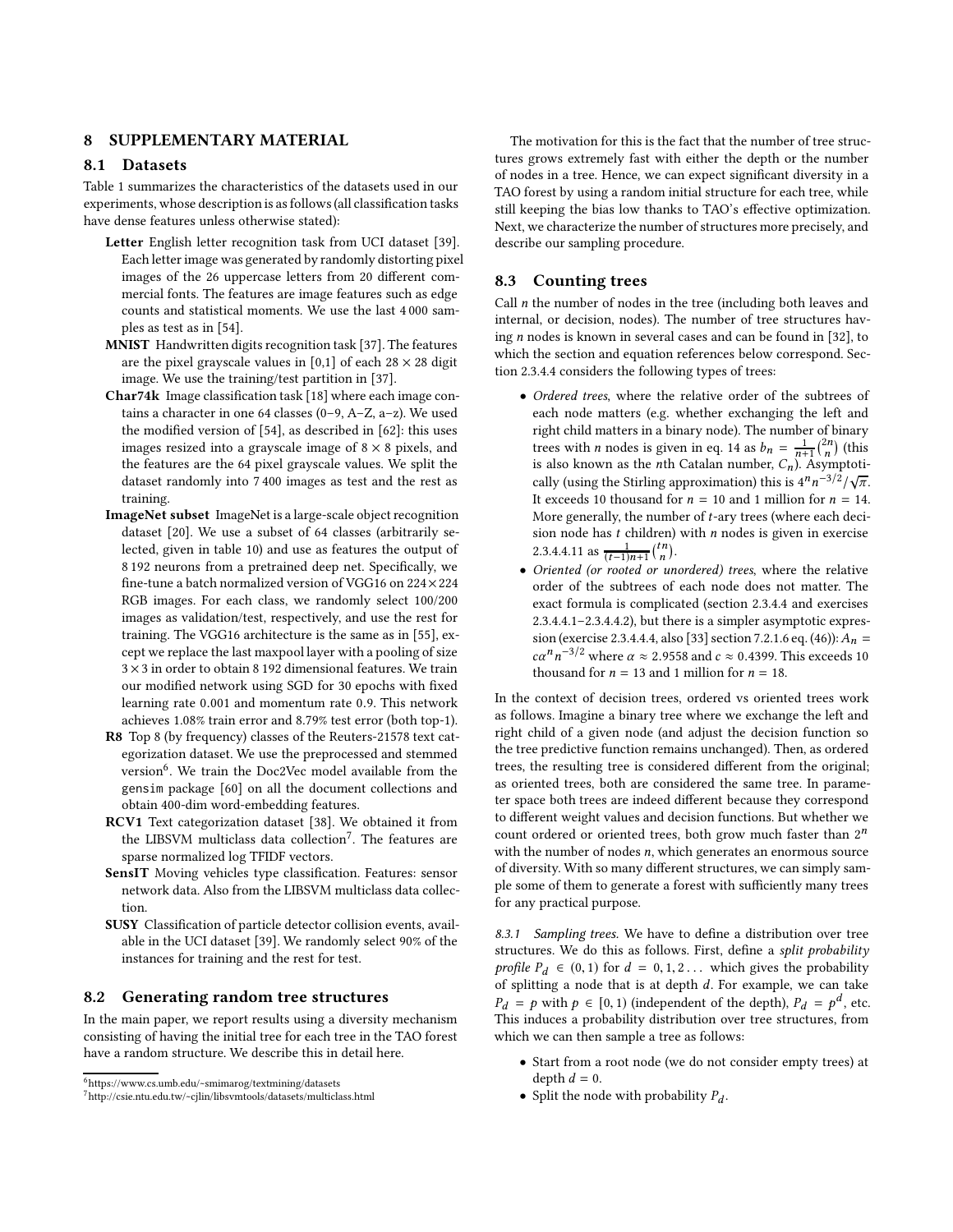## 8 SUPPLEMENTARY MATERIAL

### 8.1 Datasets

Table 1 summarizes the characteristics of the datasets used in our experiments, whose description is as follows (all classification tasks have dense features unless otherwise stated):

**Letter** English letter recognition task from UCI dataset [39]. Each letter image was generated by randomly distorting pixel images of the 26 uppercase letters from 20 different commercial fonts. The features are image features such as edge counts and statistical moments. We use the last 4 000 samples as test as in [54].

**MNIST** Handwritten digits recognition task [37]. The features are the pixel grayscale values in [0,1] of each $28 \times 28$ digit image. We use the training/test partition in [37].

**Char74k** Image classification task [18] where each image contains a character in one 64 classes (0–9, A–Z, a–z). We used the modified version of [54], as described in [62]: this uses images resized into a grayscale image of $8 \times 8$ pixels, and the features are the 64 pixel grayscale values. We split the dataset randomly into 7 400 images as test and the rest as training.

**ImageNet subset** ImageNet is a large-scale object recognition dataset [20]. We use a subset of 64 classes (arbitrarily selected, given in table 10) and use as features the output of 8 192 neurons from a pretrained deep net. Specifically, we fine-tune a batch normalized version of VGG16 on $224 \times 224$ RGB images. For each class, we randomly select 100/200 images as validation/test, respectively, and use the rest for training. The VGG16 architecture is the same as in [55], except we replace the last maxpool layer with a pooling of size $3 \times 3$ in order to obtain 8 192 dimensional features. We train our modified network using SGD for 30 epochs with fixed learning rate 0.001 and momentum rate 0.9. This network achieves 1.08% train error and 8.79% test error (both top-1).

**R8** Top 8 (by frequency) classes of the Reuters-21578 text categorization dataset. We use the preprocessed and stemmed version[6]. We train the Doc2Vec model available from the gensim package [60] on all the document collections and obtain 400-dim word-embedding features.

**RCV1** Text categorization dataset [38]. We obtained it from the LIBSVM multiclass data collection[7]. The features are sparse normalized log TFIDF vectors.

**SensIT** Moving vehicles type classification. Features: sensor network data. Also from the LIBSVM multiclass data collection.

**SUSY** Classification of particle detector collision events, available in the UCI dataset [39]. We randomly select 90% of the instances for training and the rest for test.

### 8.2 Generating random tree structures

In the main paper, we report results using a diversity mechanism consisting of having the initial tree for each tree in the TAO forest have a random structure. We describe this in detail here.

The motivation for this is the fact that the number of tree structures grows extremely fast with either the depth or the number of nodes in a tree. Hence, we can expect significant diversity in a TAO forest by using a random initial structure for each tree, while still keeping the bias low thanks to TAO's effective optimization. Next, we characterize the number of structures more precisely, and describe our sampling procedure.

### 8.3 Counting trees

Call $n$ the number of nodes in the tree (including both leaves and internal, or decision, nodes). The number of tree structures having $n$ nodes is known in several cases and can be found in [32], to which the section and equation references below correspond. Section 2.3.4.4 considers the following types of trees:

- *Ordered trees*, where the relative order of the subtrees of each node matters (e.g. whether exchanging the left and right child matters in a binary node). The number of binary trees with $n$ nodes is given in eq. 14 as $b_n = \frac{1}{n+1}\binom{2n}{n}$ (this is also known as the $n$th Catalan number, $C_n$). Asymptotically (using the Stirling approximation) this is $4^n n^{-3/2}/\sqrt{\pi}$. It exceeds 10 thousand for $n = 10$ and 1 million for $n = 14$. More generally, the number of $t$-ary trees (where each decision node has $t$ children) with $n$ nodes is given in exercise 2.3.4.4.11 as $\frac{1}{(t-1)n+1}\binom{tn}{n}$.
- *Oriented (or rooted or unordered) trees*, where the relative order of the subtrees of each node does not matter. The exact formula is complicated (section 2.3.4.4 and exercises 2.3.4.4.1–2.3.4.4.2), but there is a simpler asymptotic expression (exercise 2.3.4.4.4, also [33] section 7.2.1.6 eq. (46)): $A_n = c\alpha^n n^{-3/2}$ where $\alpha \approx 2.9558$ and $c \approx 0.4399$. This exceeds 10 thousand for $n = 13$ and 1 million for $n = 18$.

In the context of decision trees, ordered vs oriented trees work as follows. Imagine a binary tree where we exchange the left and right child of a given node (and adjust the decision function so the tree predictive function remains unchanged). Then, as ordered trees, the resulting tree is considered different from the original; as oriented trees, both are considered the same tree. In parameter space both trees are indeed different because they correspond to different weight values and decision functions. But whether we count ordered or oriented trees, both grow much faster than $2^n$ with the number of nodes $n$, which generates an enormous source of diversity. With so many different structures, we can simply sample some of them to generate a forest with sufficiently many trees for any practical purpose.

#### 8.3.1 Sampling trees.

We have to define a distribution over tree structures. We do this as follows. First, define a *split probability profile* $P_d \in (0,1)$ for $d = 0, 1, 2\dots$ which gives the probability of splitting a node that is at depth $d$. For example, we can take $P_d = p$ with $p \in [0,1)$ (independent of the depth), $P_d = p^d$, etc. This induces a probability distribution over tree structures, from which we can then sample a tree as follows:

- Start from a root node (we do not consider empty trees) at depth $d = 0$.
- Split the node with probability $P_d$.

[6] https://www.cs.umb.edu/~smimarog/textmining/datasets

[7] http://csie.ntu.edu.tw/~cjlin/libsvmtools/datasets/multiclass.html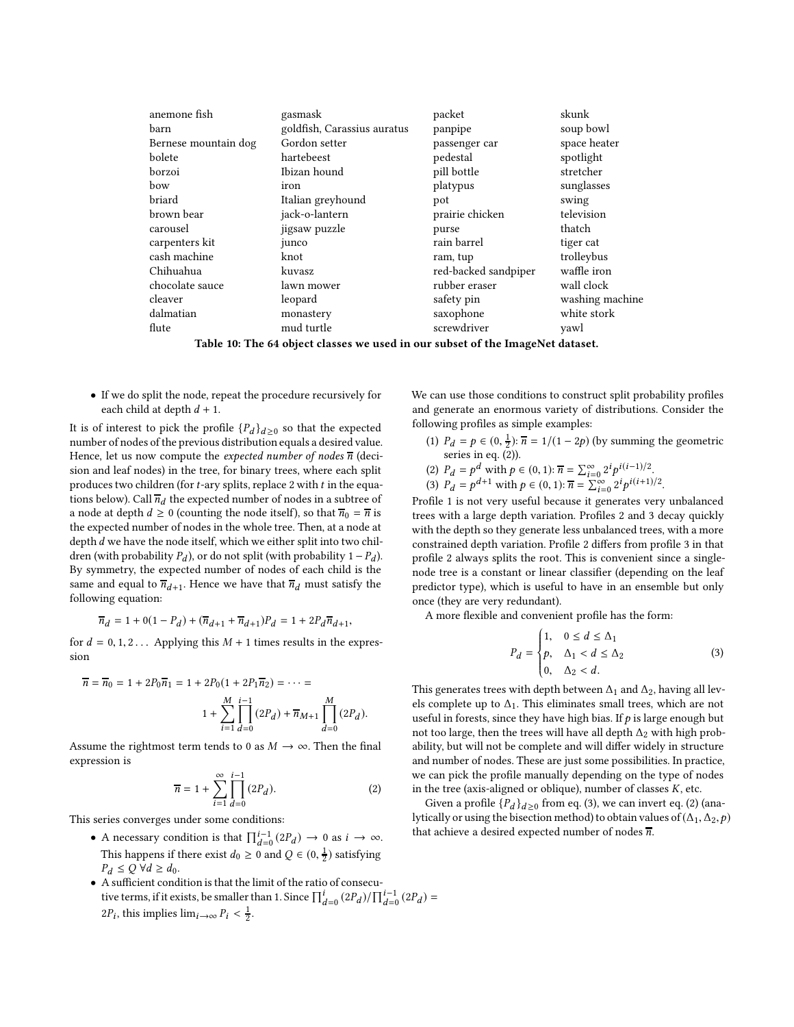| | | | |
|---|---|---|---|
| anemone fish | gasmask | packet | skunk |
| barn | goldfish, Carassius auratus | panpipe | soup bowl |
| Bernese mountain dog | Gordon setter | passenger car | space heater |
| bolete | hartebeest | pedestal | spotlight |
| borzoi | Ibizan hound | pill bottle | stretcher |
| bow | iron | platypus | sunglasses |
| briard | Italian greyhound | pot | swing |
| brown bear | jack-o-lantern | prairie chicken | television |
| carousel | jigsaw puzzle | purse | thatch |
| carpenters kit | junco | rain barrel | tiger cat |
| cash machine | knot | ram, tup | trolleybus |
| Chihuahua | kuvasz | red-backed sandpiper | waffle iron |
| chocolate sauce | lawn mower | rubber eraser | wall clock |
| cleaver | leopard | safety pin | washing machine |
| dalmatian | monastery | saxophone | white stork |
| flute | mud turtle | screwdriver | yawl |

**Table 10: The 64 object classes we used in our subset of the ImageNet dataset.**

- If we do split the node, repeat the procedure recursively for each child at depth $d+1$.

It is of interest to pick the profile $\{P_d\}_{d\geq 0}$ so that the expected number of nodes of the previous distribution equals a desired value. Hence, let us now compute the *expected number of nodes* $\overline{n}$ (decision and leaf nodes) in the tree, for binary trees, where each split produces two children (for $t$-ary splits, replace 2 with $t$ in the equations below). Call $\overline{n}_d$ the expected number of nodes in a subtree of a node at depth $d \geq 0$ (counting the node itself), so that $\overline{n}_0 = \overline{n}$ is the expected number of nodes in the whole tree. Then, at a node at depth $d$ we have the node itself, which we either split into two children (with probability $P_d$), or do not split (with probability $1 - P_d$). By symmetry, the expected number of nodes of each child is the same and equal to $\overline{n}_{d+1}$. Hence we have that $\overline{n}_d$ must satisfy the following equation:

$$\overline{n}_d = 1 + 0(1 - P_d) + (\overline{n}_{d+1} + \overline{n}_{d+1})P_d = 1 + 2P_d\overline{n}_{d+1},$$

for $d = 0, 1, 2 \ldots$ Applying this $M+1$ times results in the expression

$$\overline{n} = \overline{n}_0 = 1 + 2P_0\overline{n}_1 = 1 + 2P_0(1 + 2P_1\overline{n}_2) = \cdots = 1 + \sum_{i=1}^{M} \prod_{d=0}^{i-1} (2P_d) + \overline{n}_{M+1} \prod_{d=0}^{M} (2P_d).$$

Assume the rightmost term tends to 0 as $M \to \infty$. Then the final expression is

$$\overline{n} = 1 + \sum_{i=1}^{\infty} \prod_{d=0}^{i-1} (2P_d). \tag{2}$$

This series converges under some conditions:

- A necessary condition is that $\prod_{d=0}^{i-1}(2P_d) \to 0$ as $i \to \infty$. This happens if there exist $d_0 \geq 0$ and $Q \in (0, \frac{1}{2})$ satisfying $P_d \leq Q \; \forall d \geq d_0$.
- A sufficient condition is that the limit of the ratio of consecutive terms, if it exists, be smaller than 1. Since $\prod_{d=0}^{i}(2P_d)/\prod_{d=0}^{i-1}(2P_d) = 2P_i$, this implies $\lim_{i\to\infty} P_i < \frac{1}{2}$.

We can use those conditions to construct split probability profiles and generate an enormous variety of distributions. Consider the following profiles as simple examples:

1. $P_d = p \in (0, \frac{1}{2})$: $\overline{n} = 1/(1-2p)$ (by summing the geometric series in eq. (2)).
2. $P_d = p^d$ with $p \in (0,1)$: $\overline{n} = \sum_{i=0}^{\infty} 2^i p^{i(i-1)/2}$.
3. $P_d = p^{d+1}$ with $p \in (0,1)$: $\overline{n} = \sum_{i=0}^{\infty} 2^i p^{i(i+1)/2}$.

Profile 1 is not very useful because it generates very unbalanced trees with a large depth variation. Profiles 2 and 3 decay quickly with the depth so they generate less unbalanced trees, with a more constrained depth variation. Profile 2 differs from profile 3 in that profile 2 always splits the root. This is convenient since a single-node tree is a constant or linear classifier (depending on the leaf predictor type), which is useful to have in an ensemble but only once (they are very redundant).

A more flexible and convenient profile has the form:

$$P_d = \begin{cases} 1, & 0 \leq d \leq \Delta_1 \\ p, & \Delta_1 < d \leq \Delta_2 \\ 0, & \Delta_2 < d. \end{cases} \tag{3}$$

This generates trees with depth between $\Delta_1$ and $\Delta_2$, having all levels complete up to $\Delta_1$. This eliminates small trees, which are not useful in forests, since they have high bias. If $p$ is large enough but not too large, then the trees will have all depth $\Delta_2$ with high probability, but will not be complete and will differ widely in structure and number of nodes. These are just some possibilities. In practice, we can pick the profile manually depending on the type of nodes in the tree (axis-aligned or oblique), number of classes $K$, etc.

Given a profile $\{P_d\}_{d\geq 0}$ from eq. (3), we can invert eq. (2) (analytically or using the bisection method) to obtain values of $(\Delta_1, \Delta_2, p)$ that achieve a desired expected number of nodes $\overline{n}$.